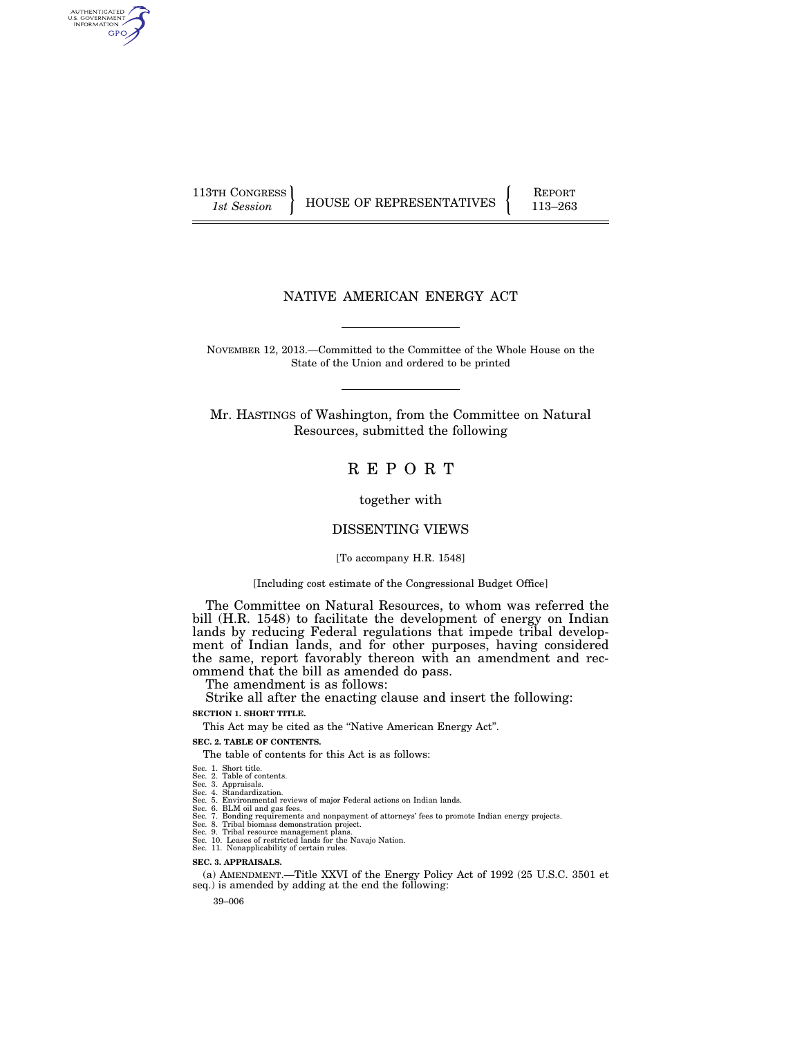113TH CONGRESS
*1st Session*

HOUSE OF REPRESENTATIVES

REPORT
113–263

# NATIVE AMERICAN ENERGY ACT

NOVEMBER 12, 2013.—Committed to the Committee of the Whole House on the State of the Union and ordered to be printed

Mr. HASTINGS of Washington, from the Committee on Natural Resources, submitted the following

# R E P O R T

together with

## DISSENTING VIEWS

[To accompany H.R. 1548]

[Including cost estimate of the Congressional Budget Office]

The Committee on Natural Resources, to whom was referred the bill (H.R. 1548) to facilitate the development of energy on Indian lands by reducing Federal regulations that impede tribal development of Indian lands, and for other purposes, having considered the same, report favorably thereon with an amendment and recommend that the bill as amended do pass.

The amendment is as follows:

Strike all after the enacting clause and insert the following:

**SECTION 1. SHORT TITLE.**

This Act may be cited as the "Native American Energy Act".

**SEC. 2. TABLE OF CONTENTS.**

The table of contents for this Act is as follows:

Sec. 1. Short title.
Sec. 2. Table of contents.
Sec. 3. Appraisals.
Sec. 4. Standardization.
Sec. 5. Environmental reviews of major Federal actions on Indian lands.
Sec. 6. BLM oil and gas fees.
Sec. 7. Bonding requirements and nonpayment of attorneys' fees to promote Indian energy projects.
Sec. 8. Tribal biomass demonstration project.
Sec. 9. Tribal resource management plans.
Sec. 10. Leases of restricted lands for the Navajo Nation.
Sec. 11. Nonapplicability of certain rules.

**SEC. 3. APPRAISALS.**

(a) AMENDMENT.—Title XXVI of the Energy Policy Act of 1992 (25 U.S.C. 3501 et seq.) is amended by adding at the end the following:

39–006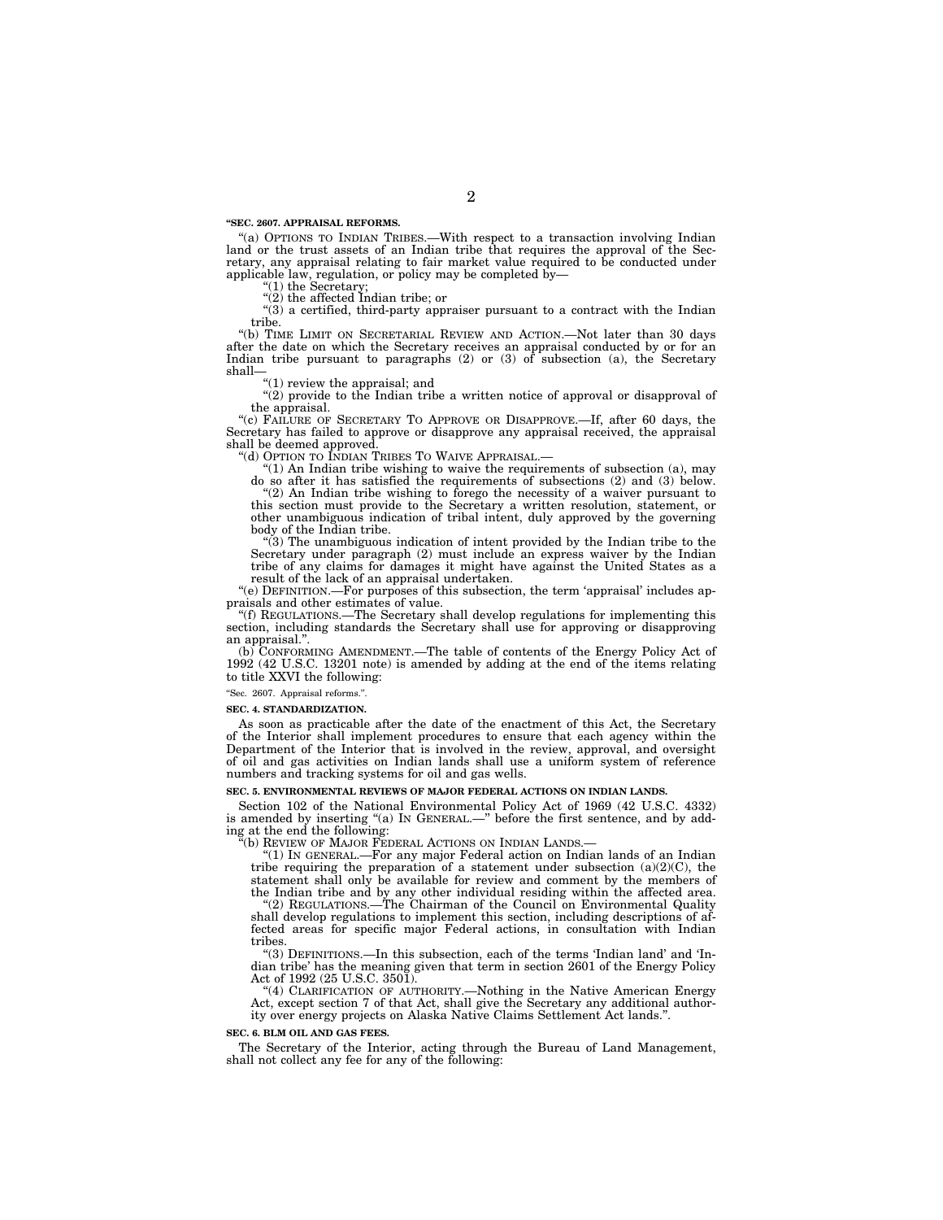**"SEC. 2607. APPRAISAL REFORMS.**

"(a) OPTIONS TO INDIAN TRIBES.—With respect to a transaction involving Indian land or the trust assets of an Indian tribe that requires the approval of the Secretary, any appraisal relating to fair market value required to be conducted under applicable law, regulation, or policy may be completed by—

"(1) the Secretary;

"(2) the affected Indian tribe; or

"(3) a certified, third-party appraiser pursuant to a contract with the Indian tribe.

"(b) TIME LIMIT ON SECRETARIAL REVIEW AND ACTION.—Not later than 30 days after the date on which the Secretary receives an appraisal conducted by or for an Indian tribe pursuant to paragraphs (2) or (3) of subsection (a), the Secretary shall—

"(1) review the appraisal; and

"(2) provide to the Indian tribe a written notice of approval or disapproval of the appraisal.

"(c) FAILURE OF SECRETARY TO APPROVE OR DISAPPROVE.—If, after 60 days, the Secretary has failed to approve or disapprove any appraisal received, the appraisal shall be deemed approved.

"(d) OPTION TO INDIAN TRIBES TO WAIVE APPRAISAL.—

"(1) An Indian tribe wishing to waive the requirements of subsection (a), may do so after it has satisfied the requirements of subsections (2) and (3) below.

"(2) An Indian tribe wishing to forego the necessity of a waiver pursuant to this section must provide to the Secretary a written resolution, statement, or other unambiguous indication of tribal intent, duly approved by the governing body of the Indian tribe.

"(3) The unambiguous indication of intent provided by the Indian tribe to the Secretary under paragraph (2) must include an express waiver by the Indian tribe of any claims for damages it might have against the United States as a result of the lack of an appraisal undertaken.

"(e) DEFINITION.—For purposes of this subsection, the term 'appraisal' includes appraisals and other estimates of value.

"(f) REGULATIONS.—The Secretary shall develop regulations for implementing this section, including standards the Secretary shall use for approving or disapproving an appraisal.".

(b) CONFORMING AMENDMENT.—The table of contents of the Energy Policy Act of 1992 (42 U.S.C. 13201 note) is amended by adding at the end of the items relating to title XXVI the following:

"Sec. 2607. Appraisal reforms.".

**SEC. 4. STANDARDIZATION.**

As soon as practicable after the date of the enactment of this Act, the Secretary of the Interior shall implement procedures to ensure that each agency within the Department of the Interior that is involved in the review, approval, and oversight of oil and gas activities on Indian lands shall use a uniform system of reference numbers and tracking systems for oil and gas wells.

**SEC. 5. ENVIRONMENTAL REVIEWS OF MAJOR FEDERAL ACTIONS ON INDIAN LANDS.**

Section 102 of the National Environmental Policy Act of 1969 (42 U.S.C. 4332) is amended by inserting "(a) IN GENERAL.—" before the first sentence, and by adding at the end the following:

"(b) REVIEW OF MAJOR FEDERAL ACTIONS ON INDIAN LANDS.—

"(1) IN GENERAL.—For any major Federal action on Indian lands of an Indian tribe requiring the preparation of a statement under subsection (a)(2)(C), the statement shall only be available for review and comment by the members of the Indian tribe and by any other individual residing within the affected area.

"(2) REGULATIONS.—The Chairman of the Council on Environmental Quality shall develop regulations to implement this section, including descriptions of affected areas for specific major Federal actions, in consultation with Indian tribes.

"(3) DEFINITIONS.—In this subsection, each of the terms 'Indian land' and 'Indian tribe' has the meaning given that term in section 2601 of the Energy Policy Act of 1992 (25 U.S.C. 3501).

"(4) CLARIFICATION OF AUTHORITY.—Nothing in the Native American Energy Act, except section 7 of that Act, shall give the Secretary any additional authority over energy projects on Alaska Native Claims Settlement Act lands.".

**SEC. 6. BLM OIL AND GAS FEES.**

The Secretary of the Interior, acting through the Bureau of Land Management, shall not collect any fee for any of the following: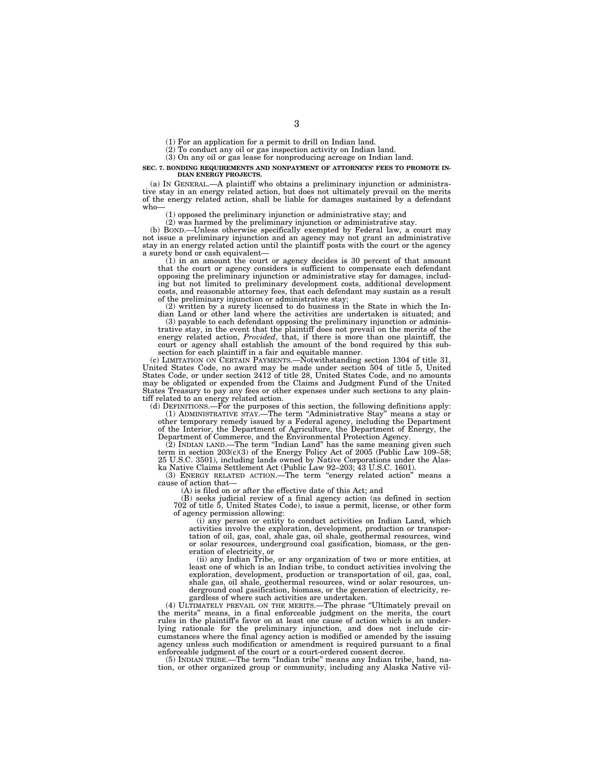(1) For an application for a permit to drill on Indian land.

(2) To conduct any oil or gas inspection activity on Indian land.

(3) On any oil or gas lease for nonproducing acreage on Indian land.

**SEC. 7. BONDING REQUIREMENTS AND NONPAYMENT OF ATTORNEYS' FEES TO PROMOTE INDIAN ENERGY PROJECTS.**

(a) IN GENERAL.—A plaintiff who obtains a preliminary injunction or administrative stay in an energy related action, but does not ultimately prevail on the merits of the energy related action, shall be liable for damages sustained by a defendant who—

(1) opposed the preliminary injunction or administrative stay; and

(2) was harmed by the preliminary injunction or administrative stay.

(b) BOND.—Unless otherwise specifically exempted by Federal law, a court may not issue a preliminary injunction and an agency may not grant an administrative stay in an energy related action until the plaintiff posts with the court or the agency a surety bond or cash equivalent—

(1) in an amount the court or agency decides is 30 percent of that amount that the court or agency considers is sufficient to compensate each defendant opposing the preliminary injunction or administrative stay for damages, including but not limited to preliminary development costs, additional development costs, and reasonable attorney fees, that each defendant may sustain as a result of the preliminary injunction or administrative stay;

(2) written by a surety licensed to do business in the State in which the Indian Land or other land where the activities are undertaken is situated; and

(3) payable to each defendant opposing the preliminary injunction or administrative stay, in the event that the plaintiff does not prevail on the merits of the energy related action, *Provided*, that, if there is more than one plaintiff, the court or agency shall establish the amount of the bond required by this subsection for each plaintiff in a fair and equitable manner.

(c) LIMITATION ON CERTAIN PAYMENTS.—Notwithstanding section 1304 of title 31, United States Code, no award may be made under section 504 of title 5, United States Code, or under section 2412 of title 28, United States Code, and no amounts may be obligated or expended from the Claims and Judgment Fund of the United States Treasury to pay any fees or other expenses under such sections to any plaintiff related to an energy related action.

(d) DEFINITIONS.—For the purposes of this section, the following definitions apply:

(1) ADMINISTRATIVE STAY.—The term "Administrative Stay" means a stay or other temporary remedy issued by a Federal agency, including the Department of the Interior, the Department of Agriculture, the Department of Energy, the Department of Commerce, and the Environmental Protection Agency.

(2) INDIAN LAND.—The term "Indian Land" has the same meaning given such term in section 203(c)(3) of the Energy Policy Act of 2005 (Public Law 109–58; 25 U.S.C. 3501), including lands owned by Native Corporations under the Alaska Native Claims Settlement Act (Public Law 92–203; 43 U.S.C. 1601).

(3) ENERGY RELATED ACTION.—The term "energy related action" means a cause of action that—

(A) is filed on or after the effective date of this Act; and

(B) seeks judicial review of a final agency action (as defined in section 702 of title 5, United States Code), to issue a permit, license, or other form of agency permission allowing:

(i) any person or entity to conduct activities on Indian Land, which activities involve the exploration, development, production or transportation of oil, gas, coal, shale gas, oil shale, geothermal resources, wind or solar resources, underground coal gasification, biomass, or the generation of electricity, or

(ii) any Indian Tribe, or any organization of two or more entities, at least one of which is an Indian tribe, to conduct activities involving the exploration, development, production or transportation of oil, gas, coal, shale gas, oil shale, geothermal resources, wind or solar resources, underground coal gasification, biomass, or the generation of electricity, regardless of where such activities are undertaken.

(4) ULTIMATELY PREVAIL ON THE MERITS.—The phrase "Ultimately prevail on the merits" means, in a final enforceable judgment on the merits, the court rules in the plaintiff's favor on at least one cause of action which is an underlying rationale for the preliminary injunction, and does not include circumstances where the final agency action is modified or amended by the issuing agency unless such modification or amendment is required pursuant to a final enforceable judgment of the court or a court-ordered consent decree.

(5) INDIAN TRIBE.—The term "Indian tribe" means any Indian tribe, band, nation, or other organized group or community, including any Alaska Native vil-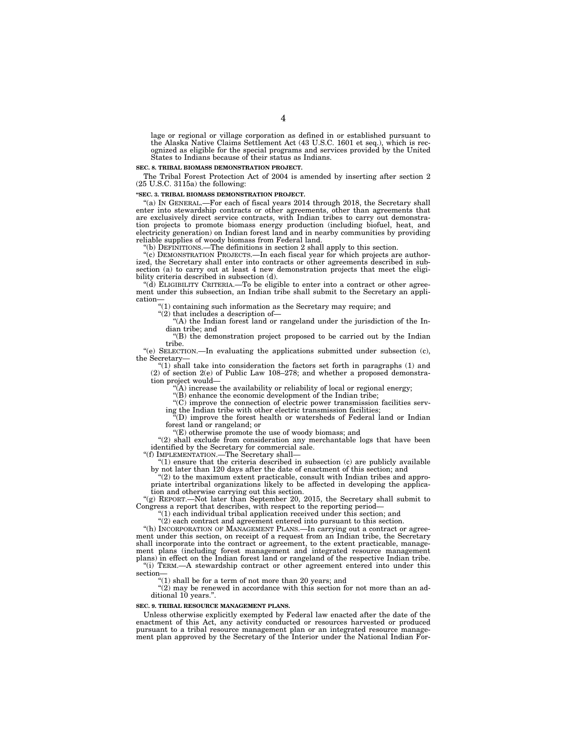lage or regional or village corporation as defined in or established pursuant to the Alaska Native Claims Settlement Act (43 U.S.C. 1601 et seq.), which is recognized as eligible for the special programs and services provided by the United States to Indians because of their status as Indians.

**SEC. 8. TRIBAL BIOMASS DEMONSTRATION PROJECT.**

The Tribal Forest Protection Act of 2004 is amended by inserting after section 2 (25 U.S.C. 3115a) the following:

**"SEC. 3. TRIBAL BIOMASS DEMONSTRATION PROJECT.**

"(a) IN GENERAL.—For each of fiscal years 2014 through 2018, the Secretary shall enter into stewardship contracts or other agreements, other than agreements that are exclusively direct service contracts, with Indian tribes to carry out demonstration projects to promote biomass energy production (including biofuel, heat, and electricity generation) on Indian forest land and in nearby communities by providing reliable supplies of woody biomass from Federal land.

"(b) DEFINITIONS.—The definitions in section 2 shall apply to this section.

"(c) DEMONSTRATION PROJECTS.—In each fiscal year for which projects are authorized, the Secretary shall enter into contracts or other agreements described in subsection (a) to carry out at least 4 new demonstration projects that meet the eligibility criteria described in subsection (d).

"(d) ELIGIBILITY CRITERIA.—To be eligible to enter into a contract or other agreement under this subsection, an Indian tribe shall submit to the Secretary an application—

"(1) containing such information as the Secretary may require; and

"(2) that includes a description of—

"(A) the Indian forest land or rangeland under the jurisdiction of the Indian tribe; and

"(B) the demonstration project proposed to be carried out by the Indian tribe.

"(e) SELECTION.—In evaluating the applications submitted under subsection (c), the Secretary—

"(1) shall take into consideration the factors set forth in paragraphs (1) and (2) of section 2(e) of Public Law 108–278; and whether a proposed demonstration project would—

"(A) increase the availability or reliability of local or regional energy;

"(B) enhance the economic development of the Indian tribe;

"(C) improve the connection of electric power transmission facilities serving the Indian tribe with other electric transmission facilities;

"(D) improve the forest health or watersheds of Federal land or Indian forest land or rangeland; or

"(E) otherwise promote the use of woody biomass; and

"(2) shall exclude from consideration any merchantable logs that have been identified by the Secretary for commercial sale.

"(f) IMPLEMENTATION.—The Secretary shall—

"(1) ensure that the criteria described in subsection (c) are publicly available by not later than 120 days after the date of enactment of this section; and

"(2) to the maximum extent practicable, consult with Indian tribes and appropriate intertribal organizations likely to be affected in developing the application and otherwise carrying out this section.

"(g) REPORT.—Not later than September 20, 2015, the Secretary shall submit to Congress a report that describes, with respect to the reporting period—

"(1) each individual tribal application received under this section; and

"(2) each contract and agreement entered into pursuant to this section.

"(h) INCORPORATION OF MANAGEMENT PLANS.—In carrying out a contract or agreement under this section, on receipt of a request from an Indian tribe, the Secretary shall incorporate into the contract or agreement, to the extent practicable, management plans (including forest management and integrated resource management plans) in effect on the Indian forest land or rangeland of the respective Indian tribe.

"(i) TERM.—A stewardship contract or other agreement entered into under this section—

"(1) shall be for a term of not more than 20 years; and

"(2) may be renewed in accordance with this section for not more than an additional 10 years.".

**SEC. 9. TRIBAL RESOURCE MANAGEMENT PLANS.**

Unless otherwise explicitly exempted by Federal law enacted after the date of the enactment of this Act, any activity conducted or resources harvested or produced pursuant to a tribal resource management plan or an integrated resource management plan approved by the Secretary of the Interior under the National Indian For-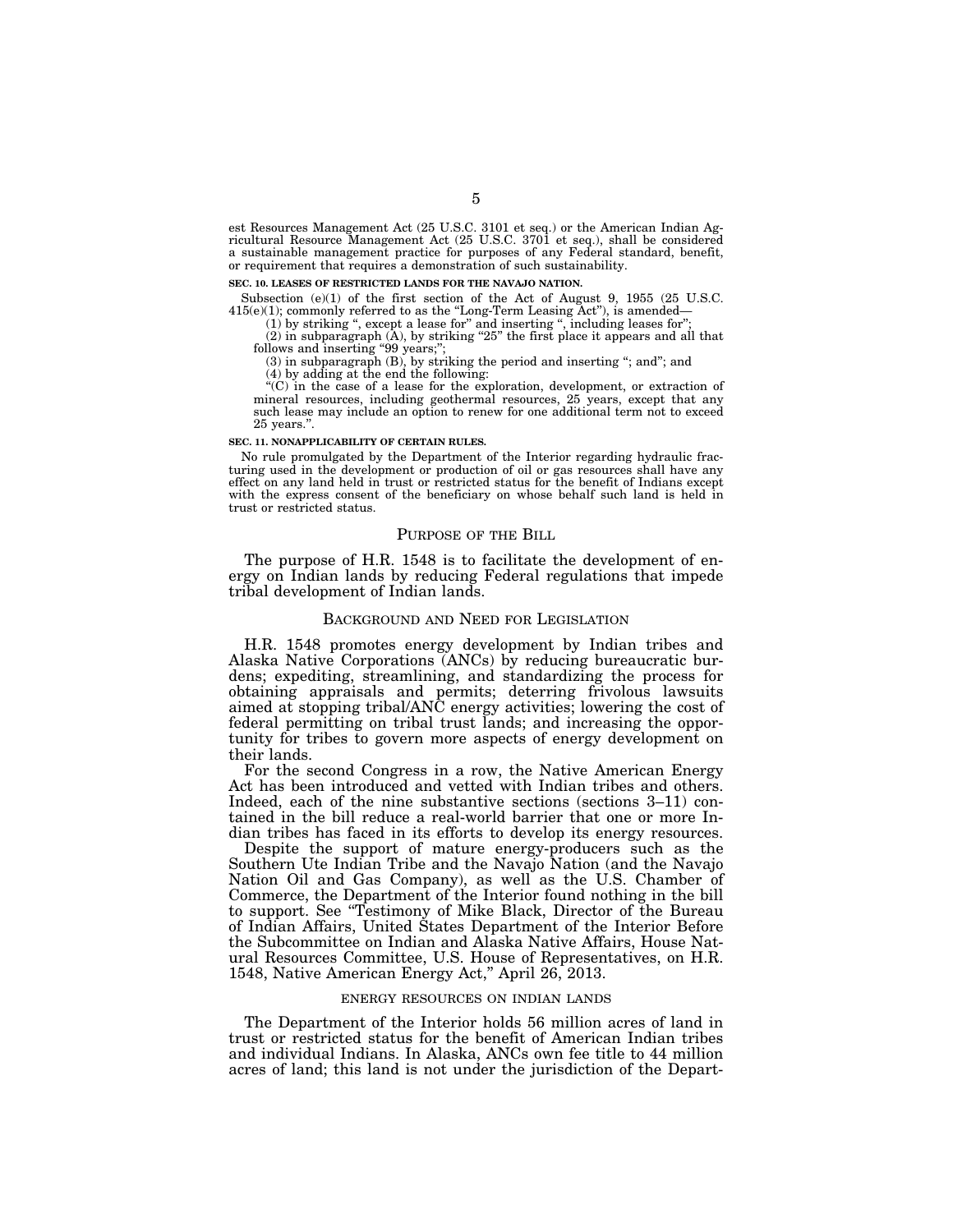est Resources Management Act (25 U.S.C. 3101 et seq.) or the American Indian Agricultural Resource Management Act (25 U.S.C. 3701 et seq.), shall be considered a sustainable management practice for purposes of any Federal standard, benefit, or requirement that requires a demonstration of such sustainability.

**SEC. 10. LEASES OF RESTRICTED LANDS FOR THE NAVAJO NATION.**

Subsection (e)(1) of the first section of the Act of August 9, 1955 (25 U.S.C. 415(e)(1); commonly referred to as the "Long-Term Leasing Act"), is amended—

(1) by striking ", except a lease for" and inserting ", including leases for";

(2) in subparagraph (A), by striking "25" the first place it appears and all that follows and inserting "99 years;";

(3) in subparagraph (B), by striking the period and inserting "; and"; and

(4) by adding at the end the following:

"(C) in the case of a lease for the exploration, development, or extraction of mineral resources, including geothermal resources, 25 years, except that any such lease may include an option to renew for one additional term not to exceed 25 years.".

**SEC. 11. NONAPPLICABILITY OF CERTAIN RULES.**

No rule promulgated by the Department of the Interior regarding hydraulic fracturing used in the development or production of oil or gas resources shall have any effect on any land held in trust or restricted status for the benefit of Indians except with the express consent of the beneficiary on whose behalf such land is held in trust or restricted status.

## PURPOSE OF THE BILL

The purpose of H.R. 1548 is to facilitate the development of energy on Indian lands by reducing Federal regulations that impede tribal development of Indian lands.

## BACKGROUND AND NEED FOR LEGISLATION

H.R. 1548 promotes energy development by Indian tribes and Alaska Native Corporations (ANCs) by reducing bureaucratic burdens; expediting, streamlining, and standardizing the process for obtaining appraisals and permits; deterring frivolous lawsuits aimed at stopping tribal/ANC energy activities; lowering the cost of federal permitting on tribal trust lands; and increasing the opportunity for tribes to govern more aspects of energy development on their lands.

For the second Congress in a row, the Native American Energy Act has been introduced and vetted with Indian tribes and others. Indeed, each of the nine substantive sections (sections 3–11) contained in the bill reduce a real-world barrier that one or more Indian tribes has faced in its efforts to develop its energy resources.

Despite the support of mature energy-producers such as the Southern Ute Indian Tribe and the Navajo Nation (and the Navajo Nation Oil and Gas Company), as well as the U.S. Chamber of Commerce, the Department of the Interior found nothing in the bill to support. See "Testimony of Mike Black, Director of the Bureau of Indian Affairs, United States Department of the Interior Before the Subcommittee on Indian and Alaska Native Affairs, House Natural Resources Committee, U.S. House of Representatives, on H.R. 1548, Native American Energy Act," April 26, 2013.

### ENERGY RESOURCES ON INDIAN LANDS

The Department of the Interior holds 56 million acres of land in trust or restricted status for the benefit of American Indian tribes and individual Indians. In Alaska, ANCs own fee title to 44 million acres of land; this land is not under the jurisdiction of the Depart-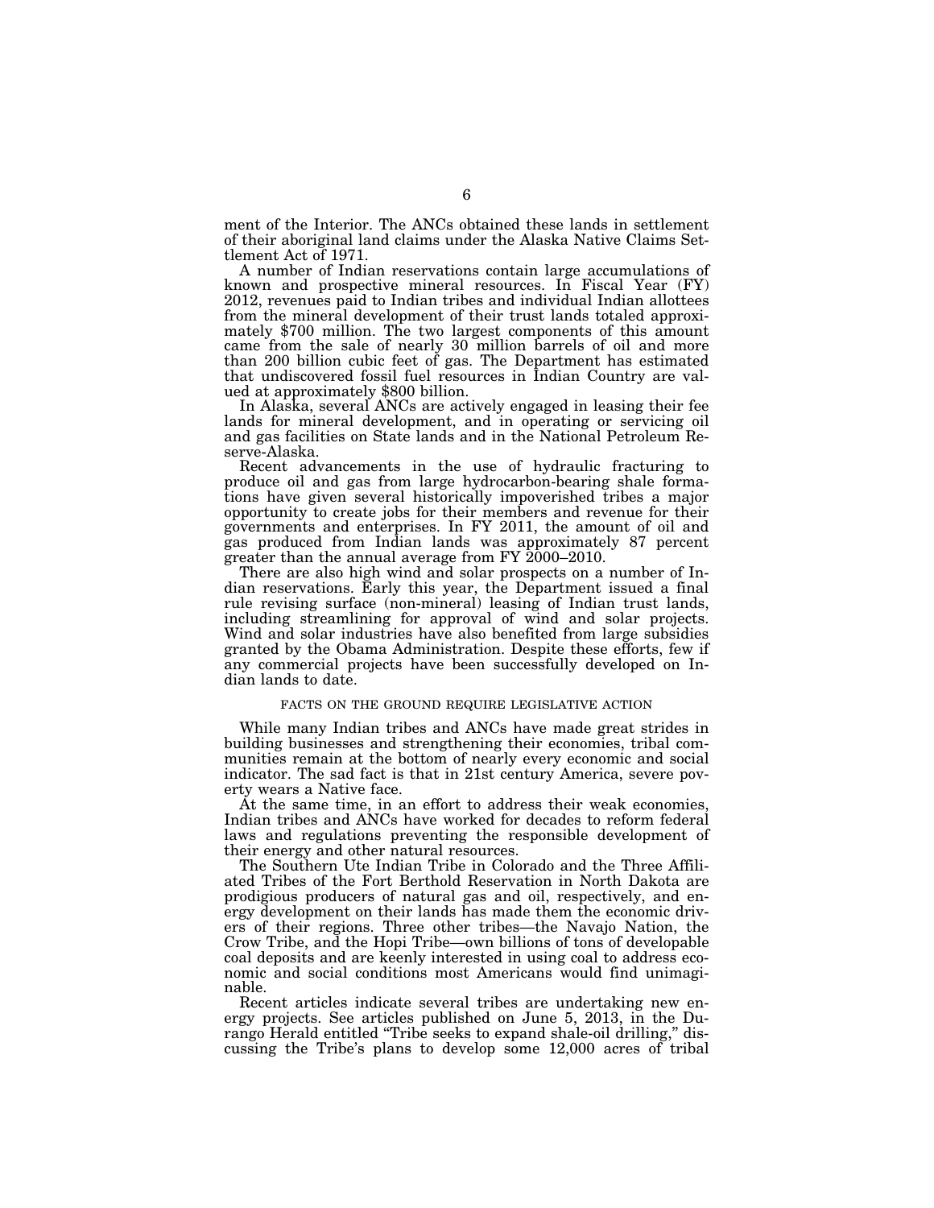ment of the Interior. The ANCs obtained these lands in settlement of their aboriginal land claims under the Alaska Native Claims Settlement Act of 1971.

A number of Indian reservations contain large accumulations of known and prospective mineral resources. In Fiscal Year (FY) 2012, revenues paid to Indian tribes and individual Indian allottees from the mineral development of their trust lands totaled approximately $700 million. The two largest components of this amount came from the sale of nearly 30 million barrels of oil and more than 200 billion cubic feet of gas. The Department has estimated that undiscovered fossil fuel resources in Indian Country are valued at approximately $800 billion.

In Alaska, several ANCs are actively engaged in leasing their fee lands for mineral development, and in operating or servicing oil and gas facilities on State lands and in the National Petroleum Reserve-Alaska.

Recent advancements in the use of hydraulic fracturing to produce oil and gas from large hydrocarbon-bearing shale formations have given several historically impoverished tribes a major opportunity to create jobs for their members and revenue for their governments and enterprises. In FY 2011, the amount of oil and gas produced from Indian lands was approximately 87 percent greater than the annual average from FY 2000–2010.

There are also high wind and solar prospects on a number of Indian reservations. Early this year, the Department issued a final rule revising surface (non-mineral) leasing of Indian trust lands, including streamlining for approval of wind and solar projects. Wind and solar industries have also benefited from large subsidies granted by the Obama Administration. Despite these efforts, few if any commercial projects have been successfully developed on Indian lands to date.

## FACTS ON THE GROUND REQUIRE LEGISLATIVE ACTION

While many Indian tribes and ANCs have made great strides in building businesses and strengthening their economies, tribal communities remain at the bottom of nearly every economic and social indicator. The sad fact is that in 21st century America, severe poverty wears a Native face.

At the same time, in an effort to address their weak economies, Indian tribes and ANCs have worked for decades to reform federal laws and regulations preventing the responsible development of their energy and other natural resources.

The Southern Ute Indian Tribe in Colorado and the Three Affiliated Tribes of the Fort Berthold Reservation in North Dakota are prodigious producers of natural gas and oil, respectively, and energy development on their lands has made them the economic drivers of their regions. Three other tribes—the Navajo Nation, the Crow Tribe, and the Hopi Tribe—own billions of tons of developable coal deposits and are keenly interested in using coal to address economic and social conditions most Americans would find unimaginable.

Recent articles indicate several tribes are undertaking new energy projects. See articles published on June 5, 2013, in the Durango Herald entitled "Tribe seeks to expand shale-oil drilling," discussing the Tribe's plans to develop some 12,000 acres of tribal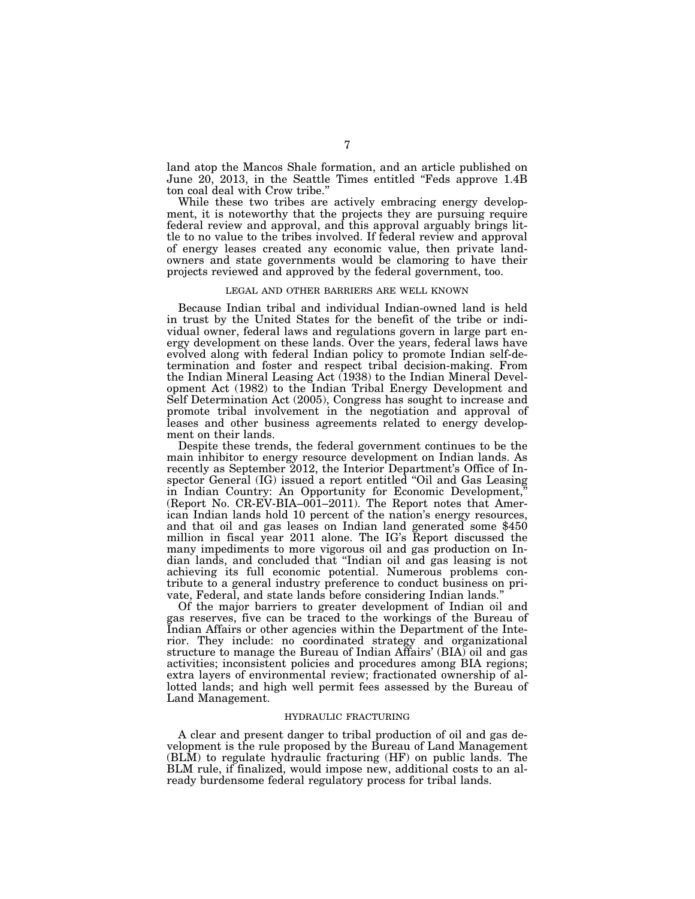land atop the Mancos Shale formation, and an article published on June 20, 2013, in the Seattle Times entitled "Feds approve 1.4B ton coal deal with Crow tribe."

While these two tribes are actively embracing energy development, it is noteworthy that the projects they are pursuing require federal review and approval, and this approval arguably brings little to no value to the tribes involved. If federal review and approval of energy leases created any economic value, then private landowners and state governments would be clamoring to have their projects reviewed and approved by the federal government, too.

### LEGAL AND OTHER BARRIERS ARE WELL KNOWN

Because Indian tribal and individual Indian-owned land is held in trust by the United States for the benefit of the tribe or individual owner, federal laws and regulations govern in large part energy development on these lands. Over the years, federal laws have evolved along with federal Indian policy to promote Indian self-determination and foster and respect tribal decision-making. From the Indian Mineral Leasing Act (1938) to the Indian Mineral Development Act (1982) to the Indian Tribal Energy Development and Self Determination Act (2005), Congress has sought to increase and promote tribal involvement in the negotiation and approval of leases and other business agreements related to energy development on their lands.

Despite these trends, the federal government continues to be the main inhibitor to energy resource development on Indian lands. As recently as September 2012, the Interior Department's Office of Inspector General (IG) issued a report entitled "Oil and Gas Leasing in Indian Country: An Opportunity for Economic Development," (Report No. CR-EV-BIA–001–2011). The Report notes that American Indian lands hold 10 percent of the nation's energy resources, and that oil and gas leases on Indian land generated some $450 million in fiscal year 2011 alone. The IG's Report discussed the many impediments to more vigorous oil and gas production on Indian lands, and concluded that "Indian oil and gas leasing is not achieving its full economic potential. Numerous problems contribute to a general industry preference to conduct business on private, Federal, and state lands before considering Indian lands."

Of the major barriers to greater development of Indian oil and gas reserves, five can be traced to the workings of the Bureau of Indian Affairs or other agencies within the Department of the Interior. They include: no coordinated strategy and organizational structure to manage the Bureau of Indian Affairs' (BIA) oil and gas activities; inconsistent policies and procedures among BIA regions; extra layers of environmental review; fractionated ownership of allotted lands; and high well permit fees assessed by the Bureau of Land Management.

### HYDRAULIC FRACTURING

A clear and present danger to tribal production of oil and gas development is the rule proposed by the Bureau of Land Management (BLM) to regulate hydraulic fracturing (HF) on public lands. The BLM rule, if finalized, would impose new, additional costs to an already burdensome federal regulatory process for tribal lands.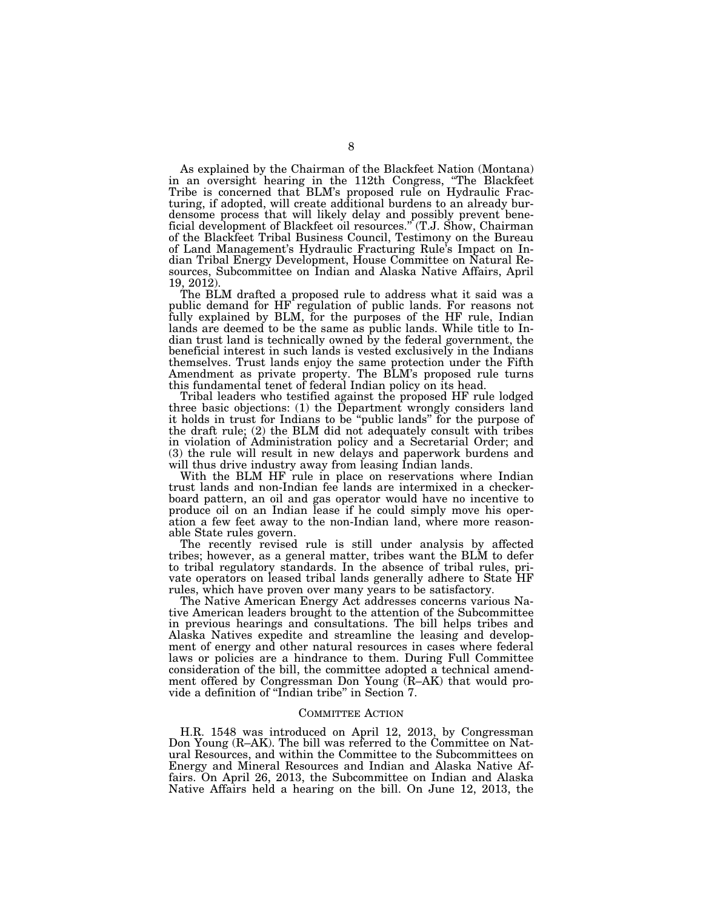As explained by the Chairman of the Blackfeet Nation (Montana) in an oversight hearing in the 112th Congress, "The Blackfeet Tribe is concerned that BLM's proposed rule on Hydraulic Fracturing, if adopted, will create additional burdens to an already burdensome process that will likely delay and possibly prevent beneficial development of Blackfeet oil resources." (T.J. Show, Chairman of the Blackfeet Tribal Business Council, Testimony on the Bureau of Land Management's Hydraulic Fracturing Rule's Impact on Indian Tribal Energy Development, House Committee on Natural Resources, Subcommittee on Indian and Alaska Native Affairs, April 19, 2012).

The BLM drafted a proposed rule to address what it said was a public demand for HF regulation of public lands. For reasons not fully explained by BLM, for the purposes of the HF rule, Indian lands are deemed to be the same as public lands. While title to Indian trust land is technically owned by the federal government, the beneficial interest in such lands is vested exclusively in the Indians themselves. Trust lands enjoy the same protection under the Fifth Amendment as private property. The BLM's proposed rule turns this fundamental tenet of federal Indian policy on its head.

Tribal leaders who testified against the proposed HF rule lodged three basic objections: (1) the Department wrongly considers land it holds in trust for Indians to be "public lands" for the purpose of the draft rule; (2) the BLM did not adequately consult with tribes in violation of Administration policy and a Secretarial Order; and (3) the rule will result in new delays and paperwork burdens and will thus drive industry away from leasing Indian lands.

With the BLM HF rule in place on reservations where Indian trust lands and non-Indian fee lands are intermixed in a checkerboard pattern, an oil and gas operator would have no incentive to produce oil on an Indian lease if he could simply move his operation a few feet away to the non-Indian land, where more reasonable State rules govern.

The recently revised rule is still under analysis by affected tribes; however, as a general matter, tribes want the BLM to defer to tribal regulatory standards. In the absence of tribal rules, private operators on leased tribal lands generally adhere to State HF rules, which have proven over many years to be satisfactory.

The Native American Energy Act addresses concerns various Native American leaders brought to the attention of the Subcommittee in previous hearings and consultations. The bill helps tribes and Alaska Natives expedite and streamline the leasing and development of energy and other natural resources in cases where federal laws or policies are a hindrance to them. During Full Committee consideration of the bill, the committee adopted a technical amendment offered by Congressman Don Young (R–AK) that would provide a definition of "Indian tribe" in Section 7.

## COMMITTEE ACTION

H.R. 1548 was introduced on April 12, 2013, by Congressman Don Young (R–AK). The bill was referred to the Committee on Natural Resources, and within the Committee to the Subcommittees on Energy and Mineral Resources and Indian and Alaska Native Affairs. On April 26, 2013, the Subcommittee on Indian and Alaska Native Affairs held a hearing on the bill. On June 12, 2013, the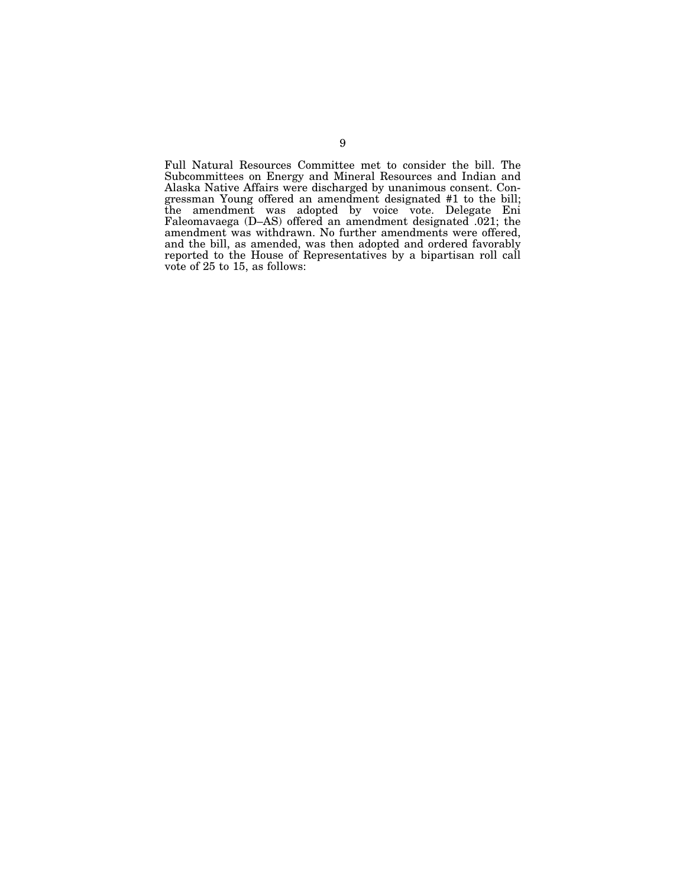Full Natural Resources Committee met to consider the bill. The Subcommittees on Energy and Mineral Resources and Indian and Alaska Native Affairs were discharged by unanimous consent. Congressman Young offered an amendment designated #1 to the bill; the amendment was adopted by voice vote. Delegate Eni Faleomavaega (D–AS) offered an amendment designated .021; the amendment was withdrawn. No further amendments were offered, and the bill, as amended, was then adopted and ordered favorably reported to the House of Representatives by a bipartisan roll call vote of 25 to 15, as follows: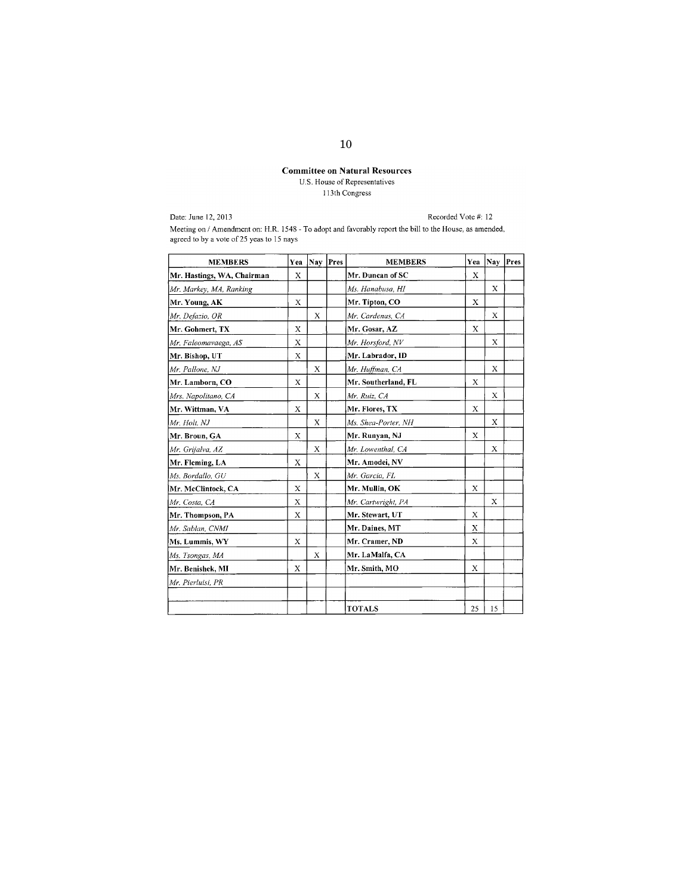**Committee on Natural Resources**

U.S. House of Representatives

113th Congress

Date: June 12, 2013

Recorded Vote #: 12

Meeting on / Amendment on: H.R. 1548 - To adopt and favorably report the bill to the House, as amended, agreed to by a vote of 25 yeas to 15 nays

| MEMBERS | Yea | Nay | Pres | MEMBERS | Yea | Nay | Pres |
|---|---|---|---|---|---|---|---|
| **Mr. Hastings, WA, Chairman** | X | | | **Mr. Duncan of SC** | X | | |
| *Mr. Markey, MA, Ranking* | | | | *Ms. Hanabusa, HI* | | X | |
| **Mr. Young, AK** | X | | | **Mr. Tipton, CO** | X | | |
| *Mr. Defazio, OR* | | X | | *Mr. Cardenas, CA* | | X | |
| **Mr. Gohmert, TX** | X | | | **Mr. Gosar, AZ** | X | | |
| *Mr. Faleomavaega, AS* | X | | | *Mr. Horsford, NV* | | X | |
| **Mr. Bishop, UT** | X | | | **Mr. Labrador, ID** | | | |
| *Mr. Pallone, NJ* | | X | | *Mr. Huffman, CA* | | X | |
| **Mr. Lamborn, CO** | X | | | **Mr. Southerland, FL** | X | | |
| *Mrs. Napolitano, CA* | | X | | *Mr. Ruiz, CA* | | X | |
| **Mr. Wittman, VA** | X | | | **Mr. Flores, TX** | X | | |
| *Mr. Holt, NJ* | | X | | *Ms. Shea-Porter, NH* | | X | |
| **Mr. Broun, GA** | X | | | **Mr. Runyan, NJ** | X | | |
| *Mr. Grijalva, AZ* | | X | | *Mr. Lowenthal, CA* | | X | |
| **Mr. Fleming, LA** | X | | | **Mr. Amodei, NV** | | | |
| *Ms. Bordallo, GU* | | X | | *Mr. Garcia, FL* | | | |
| **Mr. McClintock, CA** | X | | | **Mr. Mullin, OK** | X | | |
| *Mr. Costa, CA* | X | | | *Mr. Cartwright, PA* | | X | |
| **Mr. Thompson, PA** | X | | | **Mr. Stewart, UT** | X | | |
| *Mr. Sablan, CNMI* | | | | **Mr. Daines, MT** | X | | |
| **Ms. Lummis, WY** | X | | | **Mr. Cramer, ND** | X | | |
| *Ms. Tsongas, MA* | | X | | **Mr. LaMalfa, CA** | | | |
| **Mr. Benishek, MI** | X | | | **Mr. Smith, MO** | X | | |
| *Mr. Pierluisi, PR* | | | | | | | |
| | | | | | | | |
| | | | | **TOTALS** | 25 | 15 | |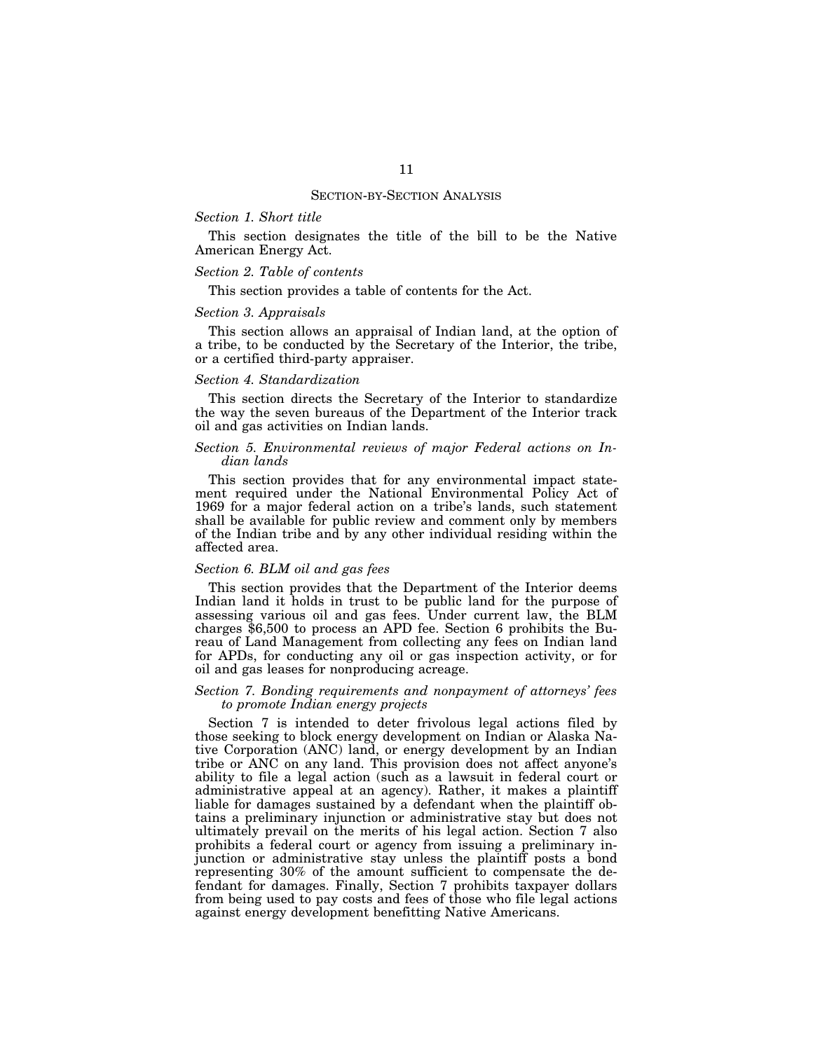## SECTION-BY-SECTION ANALYSIS

### *Section 1. Short title*

This section designates the title of the bill to be the Native American Energy Act.

### *Section 2. Table of contents*

This section provides a table of contents for the Act.

### *Section 3. Appraisals*

This section allows an appraisal of Indian land, at the option of a tribe, to be conducted by the Secretary of the Interior, the tribe, or a certified third-party appraiser.

### *Section 4. Standardization*

This section directs the Secretary of the Interior to standardize the way the seven bureaus of the Department of the Interior track oil and gas activities on Indian lands.

### *Section 5. Environmental reviews of major Federal actions on Indian lands*

This section provides that for any environmental impact statement required under the National Environmental Policy Act of 1969 for a major federal action on a tribe's lands, such statement shall be available for public review and comment only by members of the Indian tribe and by any other individual residing within the affected area.

### *Section 6. BLM oil and gas fees*

This section provides that the Department of the Interior deems Indian land it holds in trust to be public land for the purpose of assessing various oil and gas fees. Under current law, the BLM charges $6,500 to process an APD fee. Section 6 prohibits the Bureau of Land Management from collecting any fees on Indian land for APDs, for conducting any oil or gas inspection activity, or for oil and gas leases for nonproducing acreage.

### *Section 7. Bonding requirements and nonpayment of attorneys' fees to promote Indian energy projects*

Section 7 is intended to deter frivolous legal actions filed by those seeking to block energy development on Indian or Alaska Native Corporation (ANC) land, or energy development by an Indian tribe or ANC on any land. This provision does not affect anyone's ability to file a legal action (such as a lawsuit in federal court or administrative appeal at an agency). Rather, it makes a plaintiff liable for damages sustained by a defendant when the plaintiff obtains a preliminary injunction or administrative stay but does not ultimately prevail on the merits of his legal action. Section 7 also prohibits a federal court or agency from issuing a preliminary injunction or administrative stay unless the plaintiff posts a bond representing 30% of the amount sufficient to compensate the defendant for damages. Finally, Section 7 prohibits taxpayer dollars from being used to pay costs and fees of those who file legal actions against energy development benefitting Native Americans.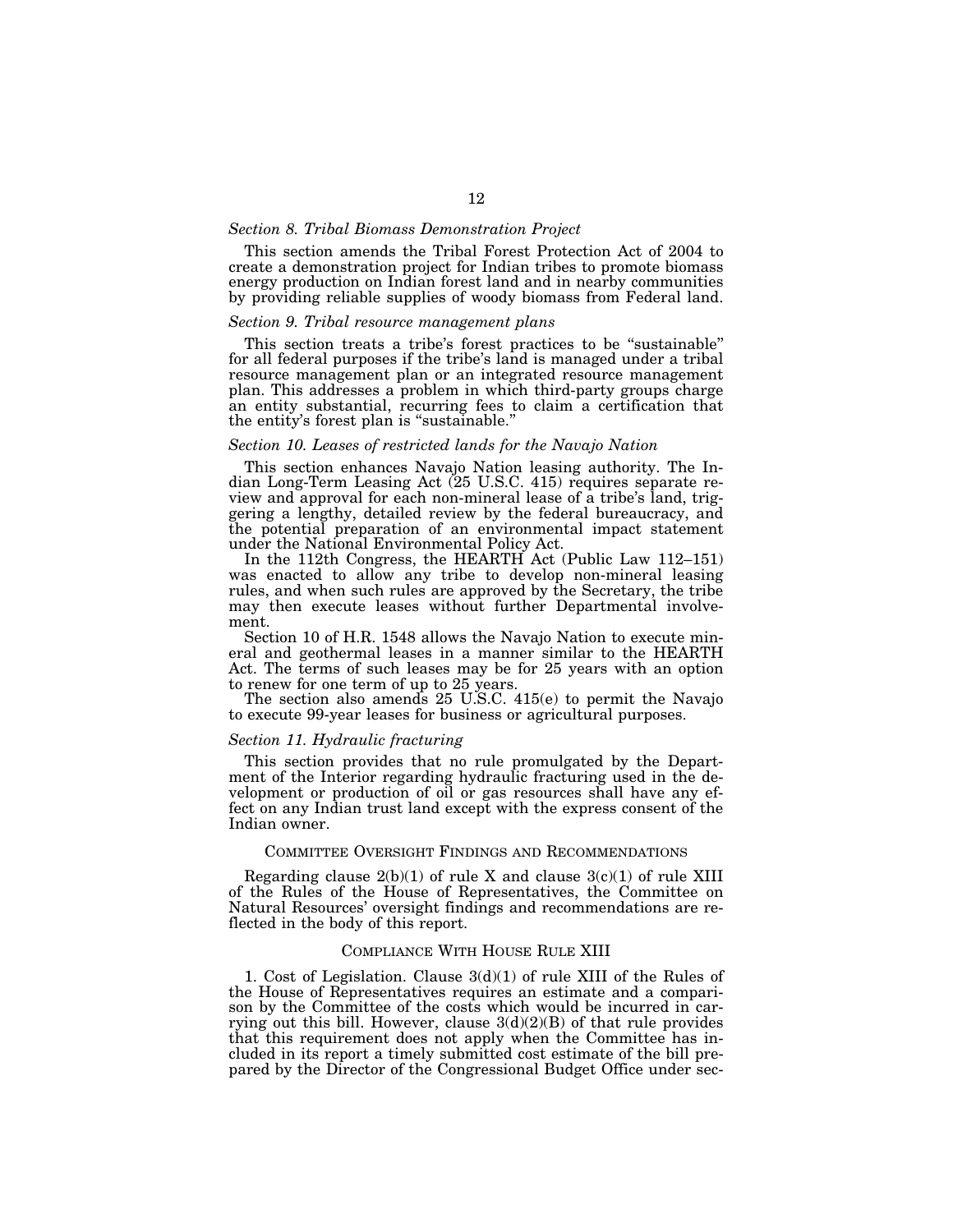*Section 8. Tribal Biomass Demonstration Project*

This section amends the Tribal Forest Protection Act of 2004 to create a demonstration project for Indian tribes to promote biomass energy production on Indian forest land and in nearby communities by providing reliable supplies of woody biomass from Federal land.

*Section 9. Tribal resource management plans*

This section treats a tribe's forest practices to be "sustainable" for all federal purposes if the tribe's land is managed under a tribal resource management plan or an integrated resource management plan. This addresses a problem in which third-party groups charge an entity substantial, recurring fees to claim a certification that the entity's forest plan is "sustainable."

*Section 10. Leases of restricted lands for the Navajo Nation*

This section enhances Navajo Nation leasing authority. The Indian Long-Term Leasing Act (25 U.S.C. 415) requires separate review and approval for each non-mineral lease of a tribe's land, triggering a lengthy, detailed review by the federal bureaucracy, and the potential preparation of an environmental impact statement under the National Environmental Policy Act.

In the 112th Congress, the HEARTH Act (Public Law 112–151) was enacted to allow any tribe to develop non-mineral leasing rules, and when such rules are approved by the Secretary, the tribe may then execute leases without further Departmental involvement.

Section 10 of H.R. 1548 allows the Navajo Nation to execute mineral and geothermal leases in a manner similar to the HEARTH Act. The terms of such leases may be for 25 years with an option to renew for one term of up to 25 years.

The section also amends 25 U.S.C. 415(e) to permit the Navajo to execute 99-year leases for business or agricultural purposes.

*Section 11. Hydraulic fracturing*

This section provides that no rule promulgated by the Department of the Interior regarding hydraulic fracturing used in the development or production of oil or gas resources shall have any effect on any Indian trust land except with the express consent of the Indian owner.

## COMMITTEE OVERSIGHT FINDINGS AND RECOMMENDATIONS

Regarding clause 2(b)(1) of rule X and clause 3(c)(1) of rule XIII of the Rules of the House of Representatives, the Committee on Natural Resources' oversight findings and recommendations are reflected in the body of this report.

## COMPLIANCE WITH HOUSE RULE XIII

1. Cost of Legislation. Clause 3(d)(1) of rule XIII of the Rules of the House of Representatives requires an estimate and a comparison by the Committee of the costs which would be incurred in carrying out this bill. However, clause 3(d)(2)(B) of that rule provides that this requirement does not apply when the Committee has included in its report a timely submitted cost estimate of the bill prepared by the Director of the Congressional Budget Office under sec-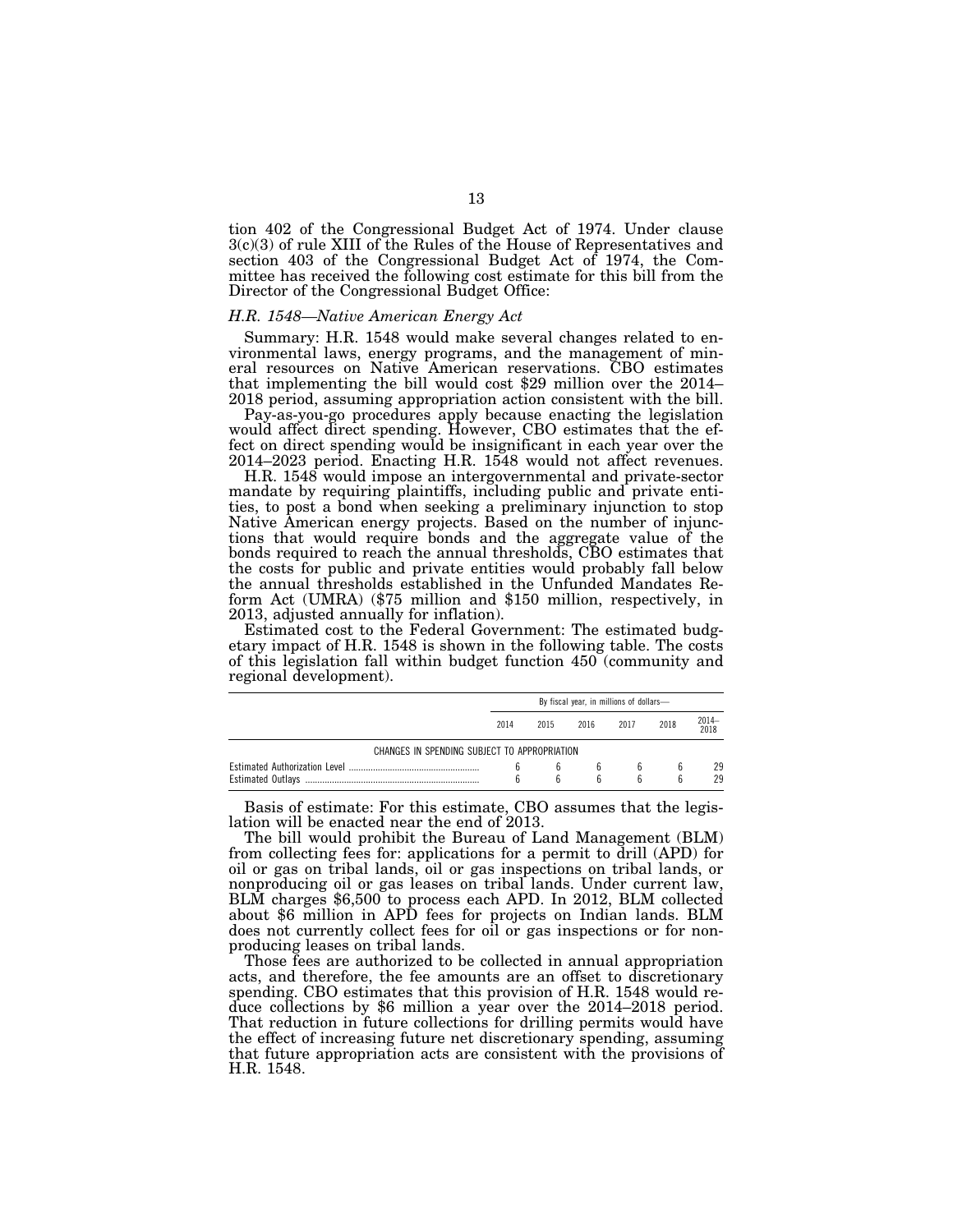tion 402 of the Congressional Budget Act of 1974. Under clause 3(c)(3) of rule XIII of the Rules of the House of Representatives and section 403 of the Congressional Budget Act of 1974, the Committee has received the following cost estimate for this bill from the Director of the Congressional Budget Office:

*H.R. 1548—Native American Energy Act*

Summary: H.R. 1548 would make several changes related to environmental laws, energy programs, and the management of mineral resources on Native American reservations. CBO estimates that implementing the bill would cost $29 million over the 2014–2018 period, assuming appropriation action consistent with the bill.

Pay-as-you-go procedures apply because enacting the legislation would affect direct spending. However, CBO estimates that the effect on direct spending would be insignificant in each year over the 2014–2023 period. Enacting H.R. 1548 would not affect revenues.

H.R. 1548 would impose an intergovernmental and private-sector mandate by requiring plaintiffs, including public and private entities, to post a bond when seeking a preliminary injunction to stop Native American energy projects. Based on the number of injunctions that would require bonds and the aggregate value of the bonds required to reach the annual thresholds, CBO estimates that the costs for public and private entities would probably fall below the annual thresholds established in the Unfunded Mandates Reform Act (UMRA) ($75 million and $150 million, respectively, in 2013, adjusted annually for inflation).

Estimated cost to the Federal Government: The estimated budgetary impact of H.R. 1548 is shown in the following table. The costs of this legislation fall within budget function 450 (community and regional development).

| | By fiscal year, in millions of dollars— | | | | | |
|---|---|---|---|---|---|---|
| | 2014 | 2015 | 2016 | 2017 | 2018 | 2014–2018 |
| CHANGES IN SPENDING SUBJECT TO APPROPRIATION | | | | | | |
| Estimated Authorization Level | 6 | 6 | 6 | 6 | 6 | 29 |
| Estimated Outlays | 6 | 6 | 6 | 6 | 6 | 29 |

Basis of estimate: For this estimate, CBO assumes that the legislation will be enacted near the end of 2013.

The bill would prohibit the Bureau of Land Management (BLM) from collecting fees for: applications for a permit to drill (APD) for oil or gas on tribal lands, oil or gas inspections on tribal lands, or nonproducing oil or gas leases on tribal lands. Under current law, BLM charges $6,500 to process each APD. In 2012, BLM collected about $6 million in APD fees for projects on Indian lands. BLM does not currently collect fees for oil or gas inspections or for nonproducing leases on tribal lands.

Those fees are authorized to be collected in annual appropriation acts, and therefore, the fee amounts are an offset to discretionary spending. CBO estimates that this provision of H.R. 1548 would reduce collections by $6 million a year over the 2014–2018 period. That reduction in future collections for drilling permits would have the effect of increasing future net discretionary spending, assuming that future appropriation acts are consistent with the provisions of H.R. 1548.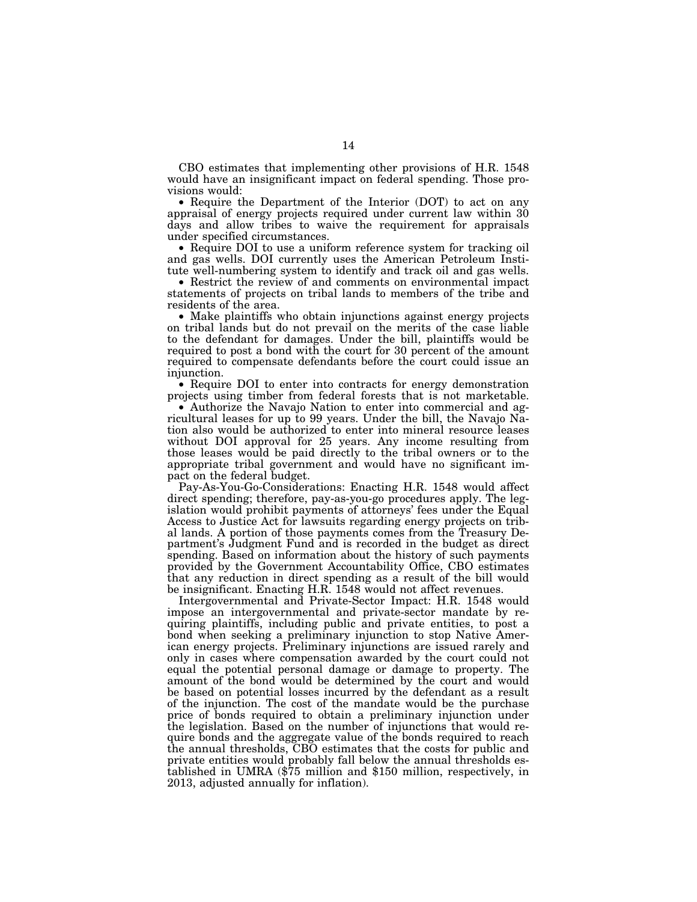CBO estimates that implementing other provisions of H.R. 1548 would have an insignificant impact on federal spending. Those provisions would:

- Require the Department of the Interior (DOT) to act on any appraisal of energy projects required under current law within 30 days and allow tribes to waive the requirement for appraisals under specified circumstances.
- Require DOI to use a uniform reference system for tracking oil and gas wells. DOI currently uses the American Petroleum Institute well-numbering system to identify and track oil and gas wells.
- Restrict the review of and comments on environmental impact statements of projects on tribal lands to members of the tribe and residents of the area.
- Make plaintiffs who obtain injunctions against energy projects on tribal lands but do not prevail on the merits of the case liable to the defendant for damages. Under the bill, plaintiffs would be required to post a bond with the court for 30 percent of the amount required to compensate defendants before the court could issue an injunction.
- Require DOI to enter into contracts for energy demonstration projects using timber from federal forests that is not marketable.
- Authorize the Navajo Nation to enter into commercial and agricultural leases for up to 99 years. Under the bill, the Navajo Nation also would be authorized to enter into mineral resource leases without DOI approval for 25 years. Any income resulting from those leases would be paid directly to the tribal owners or to the appropriate tribal government and would have no significant impact on the federal budget.

Pay-As-You-Go-Considerations: Enacting H.R. 1548 would affect direct spending; therefore, pay-as-you-go procedures apply. The legislation would prohibit payments of attorneys' fees under the Equal Access to Justice Act for lawsuits regarding energy projects on tribal lands. A portion of those payments comes from the Treasury Department's Judgment Fund and is recorded in the budget as direct spending. Based on information about the history of such payments provided by the Government Accountability Office, CBO estimates that any reduction in direct spending as a result of the bill would be insignificant. Enacting H.R. 1548 would not affect revenues.

Intergovernmental and Private-Sector Impact: H.R. 1548 would impose an intergovernmental and private-sector mandate by requiring plaintiffs, including public and private entities, to post a bond when seeking a preliminary injunction to stop Native American energy projects. Preliminary injunctions are issued rarely and only in cases where compensation awarded by the court could not equal the potential personal damage or damage to property. The amount of the bond would be determined by the court and would be based on potential losses incurred by the defendant as a result of the injunction. The cost of the mandate would be the purchase price of bonds required to obtain a preliminary injunction under the legislation. Based on the number of injunctions that would require bonds and the aggregate value of the bonds required to reach the annual thresholds, CBO estimates that the costs for public and private entities would probably fall below the annual thresholds established in UMRA ($75 million and $150 million, respectively, in 2013, adjusted annually for inflation).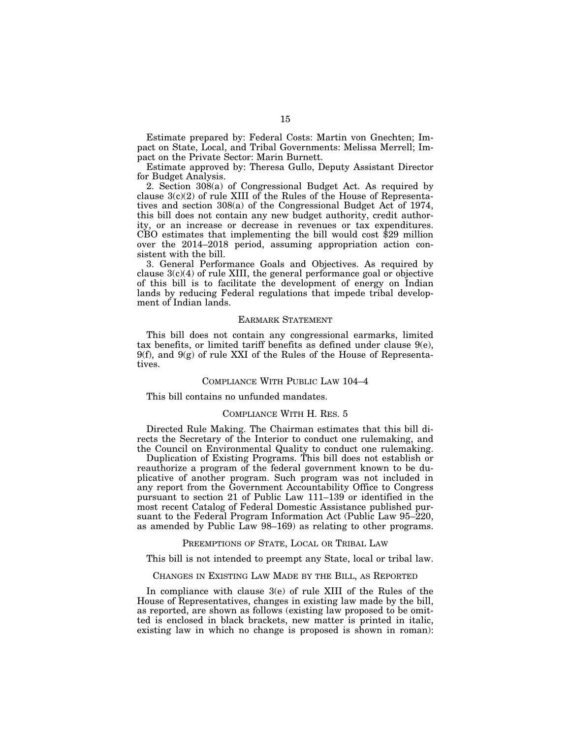Estimate prepared by: Federal Costs: Martin von Gnechten; Impact on State, Local, and Tribal Governments: Melissa Merrell; Impact on the Private Sector: Marin Burnett.

Estimate approved by: Theresa Gullo, Deputy Assistant Director for Budget Analysis.

2. Section 308(a) of Congressional Budget Act. As required by clause 3(c)(2) of rule XIII of the Rules of the House of Representatives and section 308(a) of the Congressional Budget Act of 1974, this bill does not contain any new budget authority, credit authority, or an increase or decrease in revenues or tax expenditures. CBO estimates that implementing the bill would cost $29 million over the 2014–2018 period, assuming appropriation action consistent with the bill.

3. General Performance Goals and Objectives. As required by clause 3(c)(4) of rule XIII, the general performance goal or objective of this bill is to facilitate the development of energy on Indian lands by reducing Federal regulations that impede tribal development of Indian lands.

## EARMARK STATEMENT

This bill does not contain any congressional earmarks, limited tax benefits, or limited tariff benefits as defined under clause 9(e), 9(f), and 9(g) of rule XXI of the Rules of the House of Representatives.

## COMPLIANCE WITH PUBLIC LAW 104–4

This bill contains no unfunded mandates.

## COMPLIANCE WITH H. RES. 5

Directed Rule Making. The Chairman estimates that this bill directs the Secretary of the Interior to conduct one rulemaking, and the Council on Environmental Quality to conduct one rulemaking.

Duplication of Existing Programs. This bill does not establish or reauthorize a program of the federal government known to be duplicative of another program. Such program was not included in any report from the Government Accountability Office to Congress pursuant to section 21 of Public Law 111–139 or identified in the most recent Catalog of Federal Domestic Assistance published pursuant to the Federal Program Information Act (Public Law 95–220, as amended by Public Law 98–169) as relating to other programs.

## PREEMPTIONS OF STATE, LOCAL OR TRIBAL LAW

This bill is not intended to preempt any State, local or tribal law.

## CHANGES IN EXISTING LAW MADE BY THE BILL, AS REPORTED

In compliance with clause 3(e) of rule XIII of the Rules of the House of Representatives, changes in existing law made by the bill, as reported, are shown as follows (existing law proposed to be omitted is enclosed in black brackets, new matter is printed in italic, existing law in which no change is proposed is shown in roman):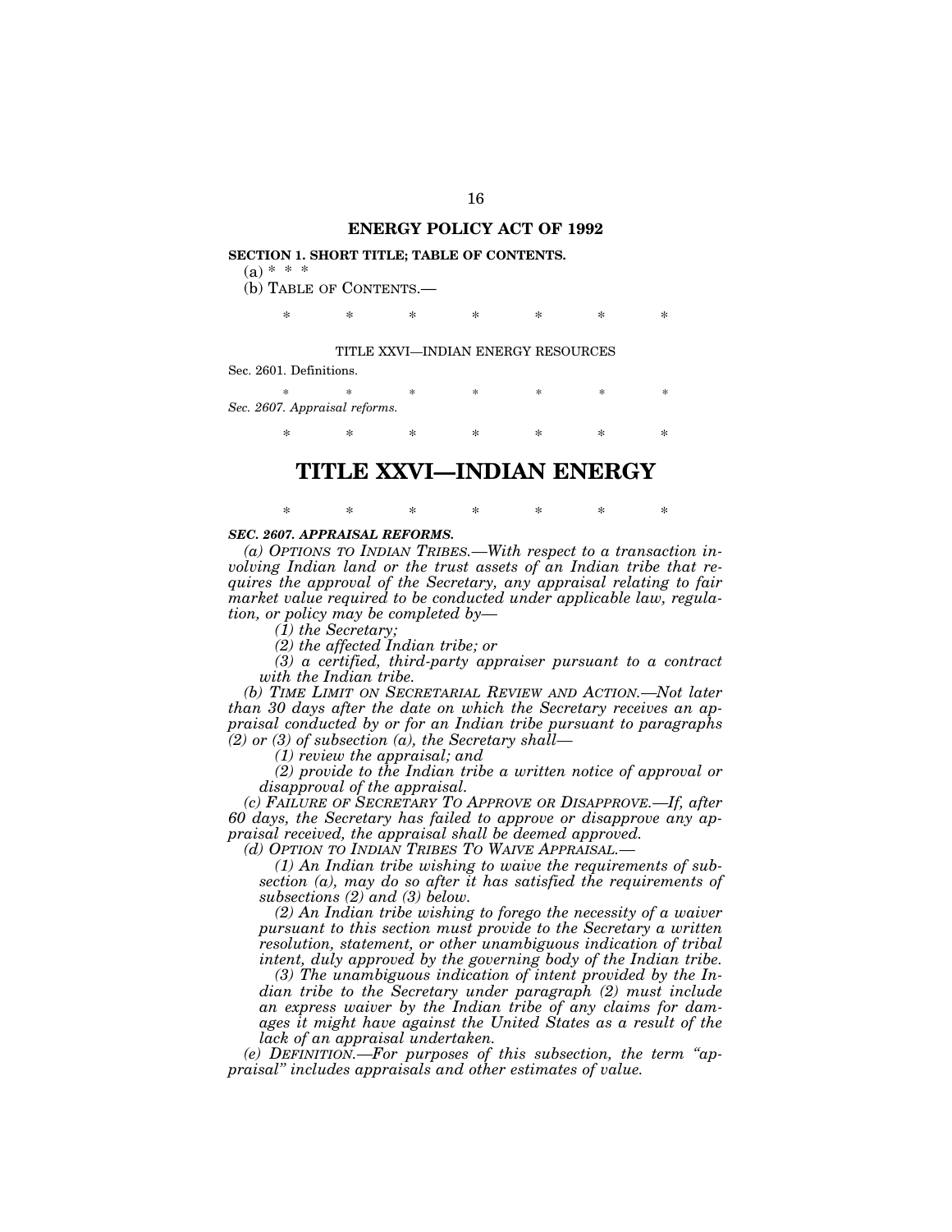## ENERGY POLICY ACT OF 1992

**SECTION 1. SHORT TITLE; TABLE OF CONTENTS.**

(a) * * *

(b) TABLE OF CONTENTS.—

\* \* \* \* \* \* \*

TITLE XXVI—INDIAN ENERGY RESOURCES

Sec. 2601. Definitions.

\* \* \* \* \* \* \*

*Sec. 2607. Appraisal reforms.*

\* \* \* \* \* \* \*

# TITLE XXVI—INDIAN ENERGY

\* \* \* \* \* \* \*

***SEC. 2607. APPRAISAL REFORMS.***

*(a) OPTIONS TO INDIAN TRIBES.—With respect to a transaction involving Indian land or the trust assets of an Indian tribe that requires the approval of the Secretary, any appraisal relating to fair market value required to be conducted under applicable law, regulation, or policy may be completed by—*

*(1) the Secretary;*

*(2) the affected Indian tribe; or*

*(3) a certified, third-party appraiser pursuant to a contract with the Indian tribe.*

*(b) TIME LIMIT ON SECRETARIAL REVIEW AND ACTION.—Not later than 30 days after the date on which the Secretary receives an appraisal conducted by or for an Indian tribe pursuant to paragraphs (2) or (3) of subsection (a), the Secretary shall—*

*(1) review the appraisal; and*

*(2) provide to the Indian tribe a written notice of approval or disapproval of the appraisal.*

*(c) FAILURE OF SECRETARY TO APPROVE OR DISAPPROVE.—If, after 60 days, the Secretary has failed to approve or disapprove any appraisal received, the appraisal shall be deemed approved.*

*(d) OPTION TO INDIAN TRIBES TO WAIVE APPRAISAL.—*

*(1) An Indian tribe wishing to waive the requirements of subsection (a), may do so after it has satisfied the requirements of subsections (2) and (3) below.*

*(2) An Indian tribe wishing to forego the necessity of a waiver pursuant to this section must provide to the Secretary a written resolution, statement, or other unambiguous indication of tribal intent, duly approved by the governing body of the Indian tribe.*

*(3) The unambiguous indication of intent provided by the Indian tribe to the Secretary under paragraph (2) must include an express waiver by the Indian tribe of any claims for damages it might have against the United States as a result of the lack of an appraisal undertaken.*

*(e) DEFINITION.—For purposes of this subsection, the term "appraisal" includes appraisals and other estimates of value.*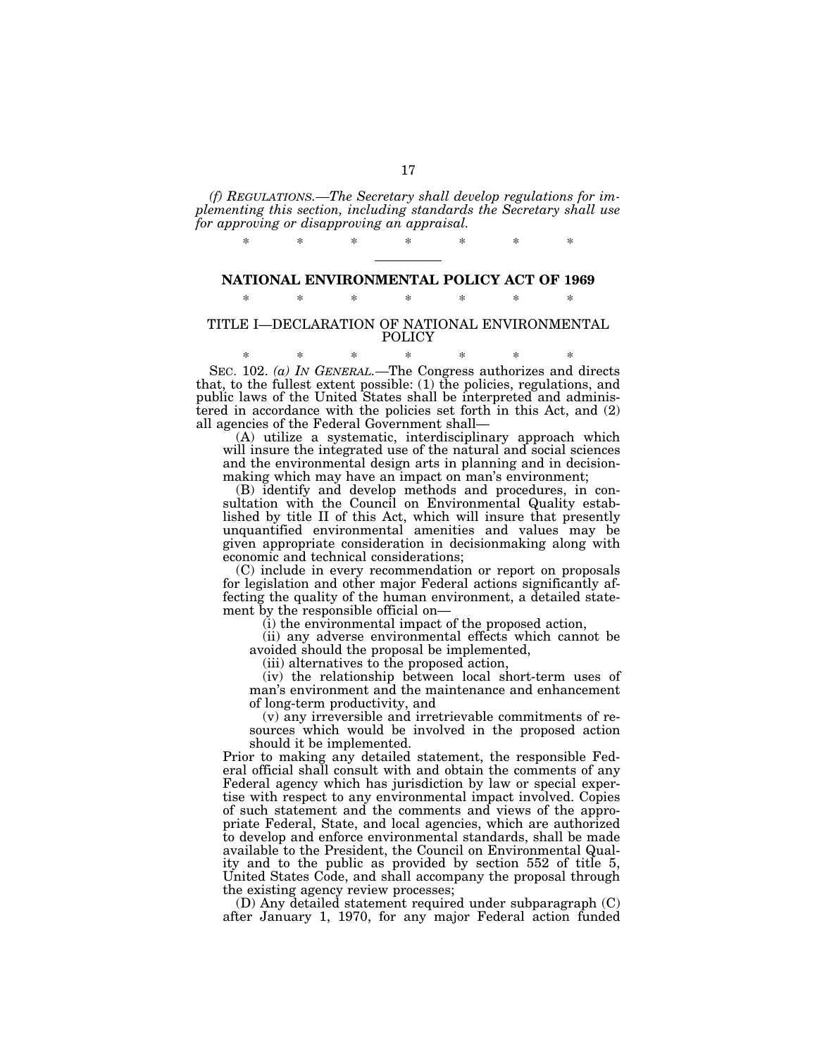*(f) REGULATIONS.—The Secretary shall develop regulations for implementing this section, including standards the Secretary shall use for approving or disapproving an appraisal.*

\* \* \* \* \* \* \*

---

## NATIONAL ENVIRONMENTAL POLICY ACT OF 1969

\* \* \* \* \* \* \*

### TITLE I—DECLARATION OF NATIONAL ENVIRONMENTAL POLICY

\* \* \* \* \* \* \*

SEC. 102. *(a) IN GENERAL.*—The Congress authorizes and directs that, to the fullest extent possible: (1) the policies, regulations, and public laws of the United States shall be interpreted and administered in accordance with the policies set forth in this Act, and (2) all agencies of the Federal Government shall—

(A) utilize a systematic, interdisciplinary approach which will insure the integrated use of the natural and social sciences and the environmental design arts in planning and in decisionmaking which may have an impact on man's environment;

(B) identify and develop methods and procedures, in consultation with the Council on Environmental Quality established by title II of this Act, which will insure that presently unquantified environmental amenities and values may be given appropriate consideration in decisionmaking along with economic and technical considerations;

(C) include in every recommendation or report on proposals for legislation and other major Federal actions significantly affecting the quality of the human environment, a detailed statement by the responsible official on—

(i) the environmental impact of the proposed action,

(ii) any adverse environmental effects which cannot be avoided should the proposal be implemented,

(iii) alternatives to the proposed action,

(iv) the relationship between local short-term uses of man's environment and the maintenance and enhancement of long-term productivity, and

(v) any irreversible and irretrievable commitments of resources which would be involved in the proposed action should it be implemented.

Prior to making any detailed statement, the responsible Federal official shall consult with and obtain the comments of any Federal agency which has jurisdiction by law or special expertise with respect to any environmental impact involved. Copies of such statement and the comments and views of the appropriate Federal, State, and local agencies, which are authorized to develop and enforce environmental standards, shall be made available to the President, the Council on Environmental Quality and to the public as provided by section 552 of title 5, United States Code, and shall accompany the proposal through the existing agency review processes;

(D) Any detailed statement required under subparagraph (C) after January 1, 1970, for any major Federal action funded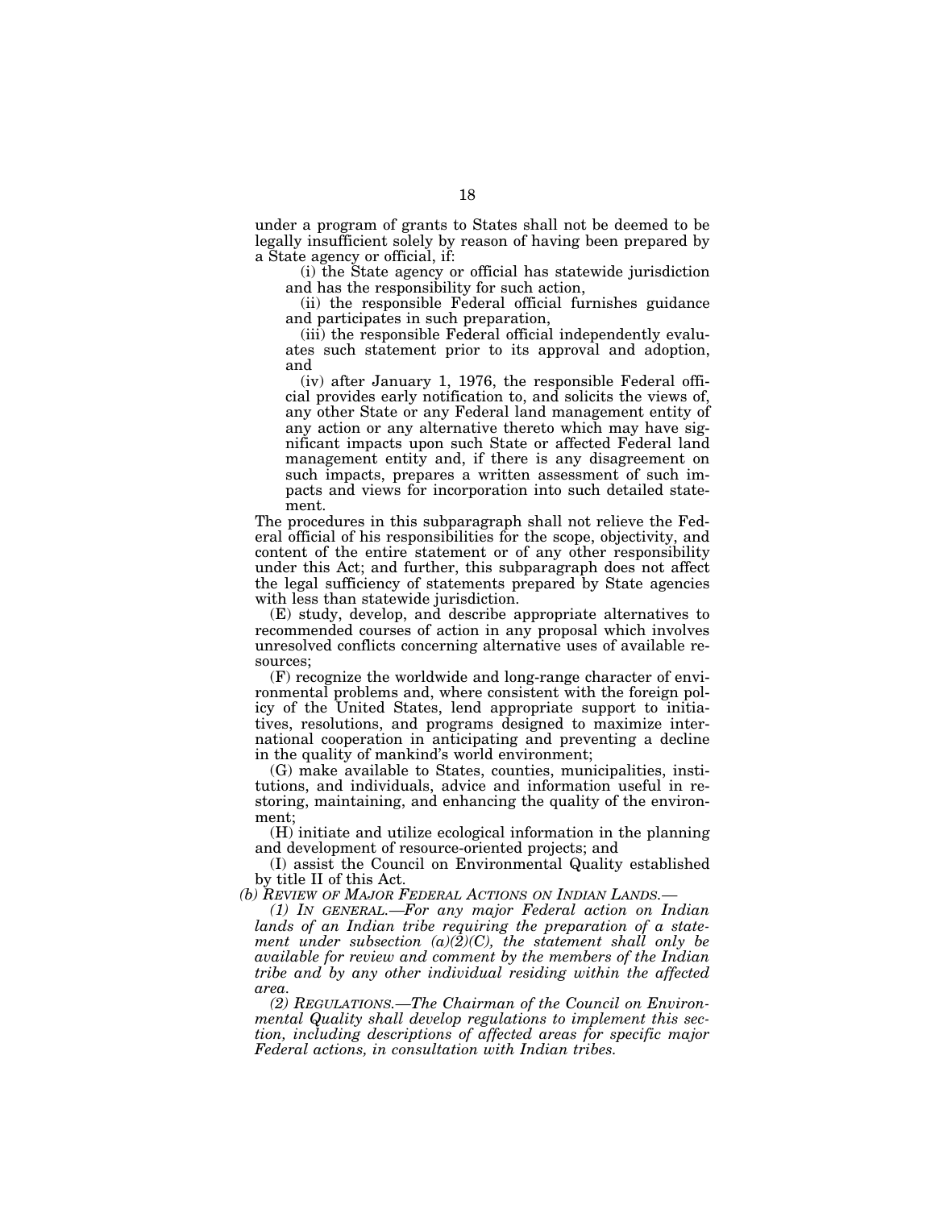under a program of grants to States shall not be deemed to be legally insufficient solely by reason of having been prepared by a State agency or official, if:

(i) the State agency or official has statewide jurisdiction and has the responsibility for such action,

(ii) the responsible Federal official furnishes guidance and participates in such preparation,

(iii) the responsible Federal official independently evaluates such statement prior to its approval and adoption, and

(iv) after January 1, 1976, the responsible Federal official provides early notification to, and solicits the views of, any other State or any Federal land management entity of any action or any alternative thereto which may have significant impacts upon such State or affected Federal land management entity and, if there is any disagreement on such impacts, prepares a written assessment of such impacts and views for incorporation into such detailed statement.

The procedures in this subparagraph shall not relieve the Federal official of his responsibilities for the scope, objectivity, and content of the entire statement or of any other responsibility under this Act; and further, this subparagraph does not affect the legal sufficiency of statements prepared by State agencies with less than statewide jurisdiction.

(E) study, develop, and describe appropriate alternatives to recommended courses of action in any proposal which involves unresolved conflicts concerning alternative uses of available resources;

(F) recognize the worldwide and long-range character of environmental problems and, where consistent with the foreign policy of the United States, lend appropriate support to initiatives, resolutions, and programs designed to maximize international cooperation in anticipating and preventing a decline in the quality of mankind's world environment;

(G) make available to States, counties, municipalities, institutions, and individuals, advice and information useful in restoring, maintaining, and enhancing the quality of the environment;

(H) initiate and utilize ecological information in the planning and development of resource-oriented projects; and

(I) assist the Council on Environmental Quality established by title II of this Act.

*(b) REVIEW OF MAJOR FEDERAL ACTIONS ON INDIAN LANDS.—*

*(1) IN GENERAL.—For any major Federal action on Indian lands of an Indian tribe requiring the preparation of a statement under subsection (a)(2)(C), the statement shall only be available for review and comment by the members of the Indian tribe and by any other individual residing within the affected area.*

*(2) REGULATIONS.—The Chairman of the Council on Environmental Quality shall develop regulations to implement this section, including descriptions of affected areas for specific major Federal actions, in consultation with Indian tribes.*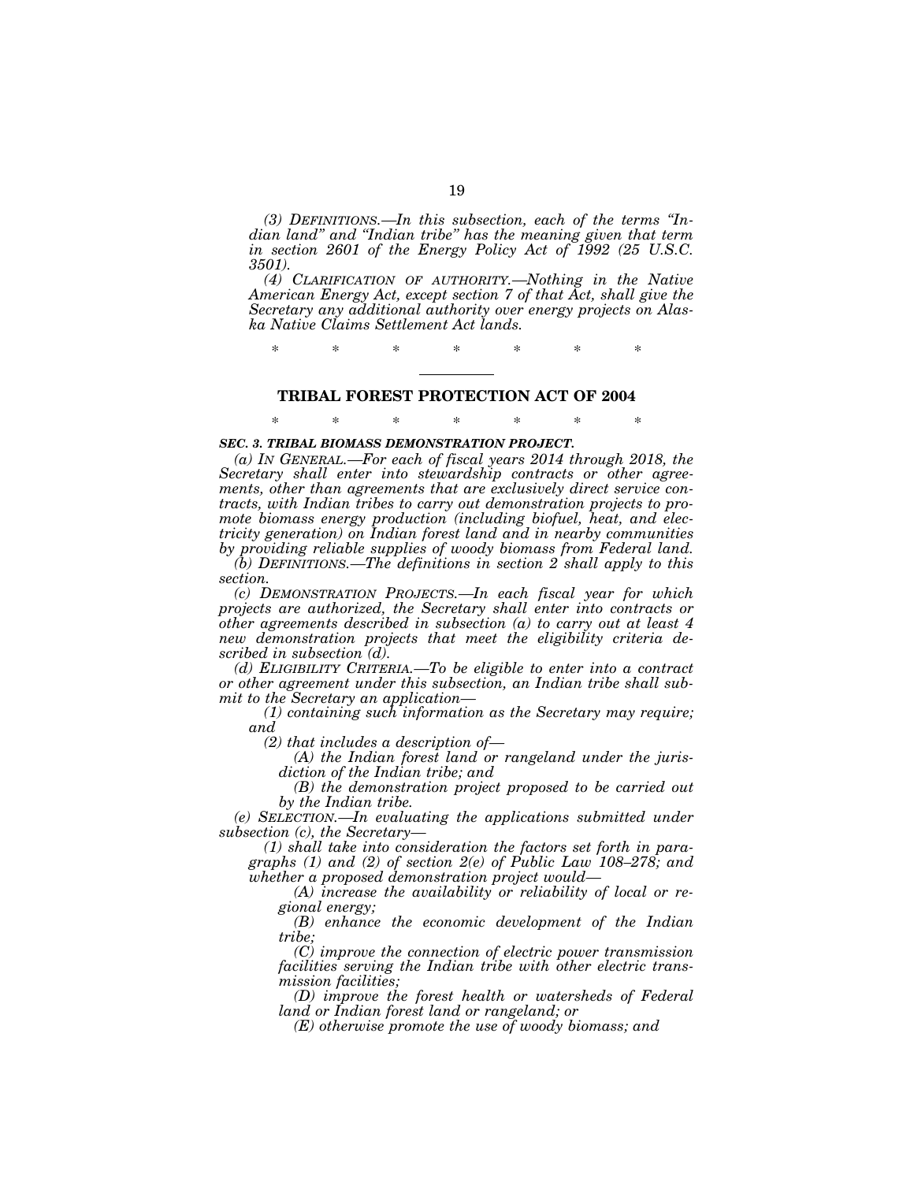*(3) DEFINITIONS.—In this subsection, each of the terms "Indian land" and "Indian tribe" has the meaning given that term in section 2601 of the Energy Policy Act of 1992 (25 U.S.C. 3501).*

*(4) CLARIFICATION OF AUTHORITY.—Nothing in the Native American Energy Act, except section 7 of that Act, shall give the Secretary any additional authority over energy projects on Alaska Native Claims Settlement Act lands.*

\* \* \* \* \* \* \*

## TRIBAL FOREST PROTECTION ACT OF 2004

\* \* \* \* \* \* \*

***SEC. 3. TRIBAL BIOMASS DEMONSTRATION PROJECT.***

*(a) IN GENERAL.—For each of fiscal years 2014 through 2018, the Secretary shall enter into stewardship contracts or other agreements, other than agreements that are exclusively direct service contracts, with Indian tribes to carry out demonstration projects to promote biomass energy production (including biofuel, heat, and electricity generation) on Indian forest land and in nearby communities by providing reliable supplies of woody biomass from Federal land.*

*(b) DEFINITIONS.—The definitions in section 2 shall apply to this section.*

*(c) DEMONSTRATION PROJECTS.—In each fiscal year for which projects are authorized, the Secretary shall enter into contracts or other agreements described in subsection (a) to carry out at least 4 new demonstration projects that meet the eligibility criteria described in subsection (d).*

*(d) ELIGIBILITY CRITERIA.—To be eligible to enter into a contract or other agreement under this subsection, an Indian tribe shall submit to the Secretary an application—*

*(1) containing such information as the Secretary may require; and*

*(2) that includes a description of—*

*(A) the Indian forest land or rangeland under the jurisdiction of the Indian tribe; and*

*(B) the demonstration project proposed to be carried out by the Indian tribe.*

*(e) SELECTION.—In evaluating the applications submitted under subsection (c), the Secretary—*

*(1) shall take into consideration the factors set forth in paragraphs (1) and (2) of section 2(e) of Public Law 108–278; and whether a proposed demonstration project would—*

*(A) increase the availability or reliability of local or regional energy;*

*(B) enhance the economic development of the Indian tribe;*

*(C) improve the connection of electric power transmission facilities serving the Indian tribe with other electric transmission facilities;*

*(D) improve the forest health or watersheds of Federal land or Indian forest land or rangeland; or*

*(E) otherwise promote the use of woody biomass; and*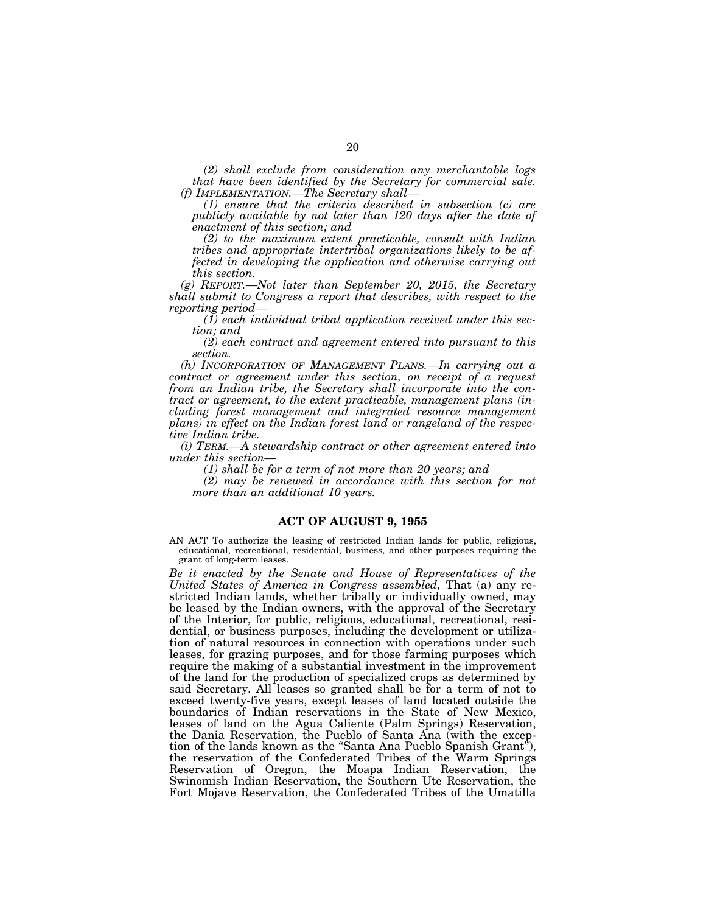*(2) shall exclude from consideration any merchantable logs that have been identified by the Secretary for commercial sale.*

*(f) IMPLEMENTATION.—The Secretary shall—*

*(1) ensure that the criteria described in subsection (c) are publicly available by not later than 120 days after the date of enactment of this section; and*

*(2) to the maximum extent practicable, consult with Indian tribes and appropriate intertribal organizations likely to be affected in developing the application and otherwise carrying out this section.*

*(g) REPORT.—Not later than September 20, 2015, the Secretary shall submit to Congress a report that describes, with respect to the reporting period—*

*(1) each individual tribal application received under this section; and*

*(2) each contract and agreement entered into pursuant to this section.*

*(h) INCORPORATION OF MANAGEMENT PLANS.—In carrying out a contract or agreement under this section, on receipt of a request from an Indian tribe, the Secretary shall incorporate into the contract or agreement, to the extent practicable, management plans (including forest management and integrated resource management plans) in effect on the Indian forest land or rangeland of the respective Indian tribe.*

*(i) TERM.—A stewardship contract or other agreement entered into under this section—*

*(1) shall be for a term of not more than 20 years; and*

*(2) may be renewed in accordance with this section for not more than an additional 10 years.*

---

## ACT OF AUGUST 9, 1955

AN ACT To authorize the leasing of restricted Indian lands for public, religious, educational, recreational, residential, business, and other purposes requiring the grant of long-term leases.

*Be it enacted by the Senate and House of Representatives of the United States of America in Congress assembled,* That (a) any restricted Indian lands, whether tribally or individually owned, may be leased by the Indian owners, with the approval of the Secretary of the Interior, for public, religious, educational, recreational, residential, or business purposes, including the development or utilization of natural resources in connection with operations under such leases, for grazing purposes, and for those farming purposes which require the making of a substantial investment in the improvement of the land for the production of specialized crops as determined by said Secretary. All leases so granted shall be for a term of not to exceed twenty-five years, except leases of land located outside the boundaries of Indian reservations in the State of New Mexico, leases of land on the Agua Caliente (Palm Springs) Reservation, the Dania Reservation, the Pueblo of Santa Ana (with the exception of the lands known as the "Santa Ana Pueblo Spanish Grant"), the reservation of the Confederated Tribes of the Warm Springs Reservation of Oregon, the Moapa Indian Reservation, the Swinomish Indian Reservation, the Southern Ute Reservation, the Fort Mojave Reservation, the Confederated Tribes of the Umatilla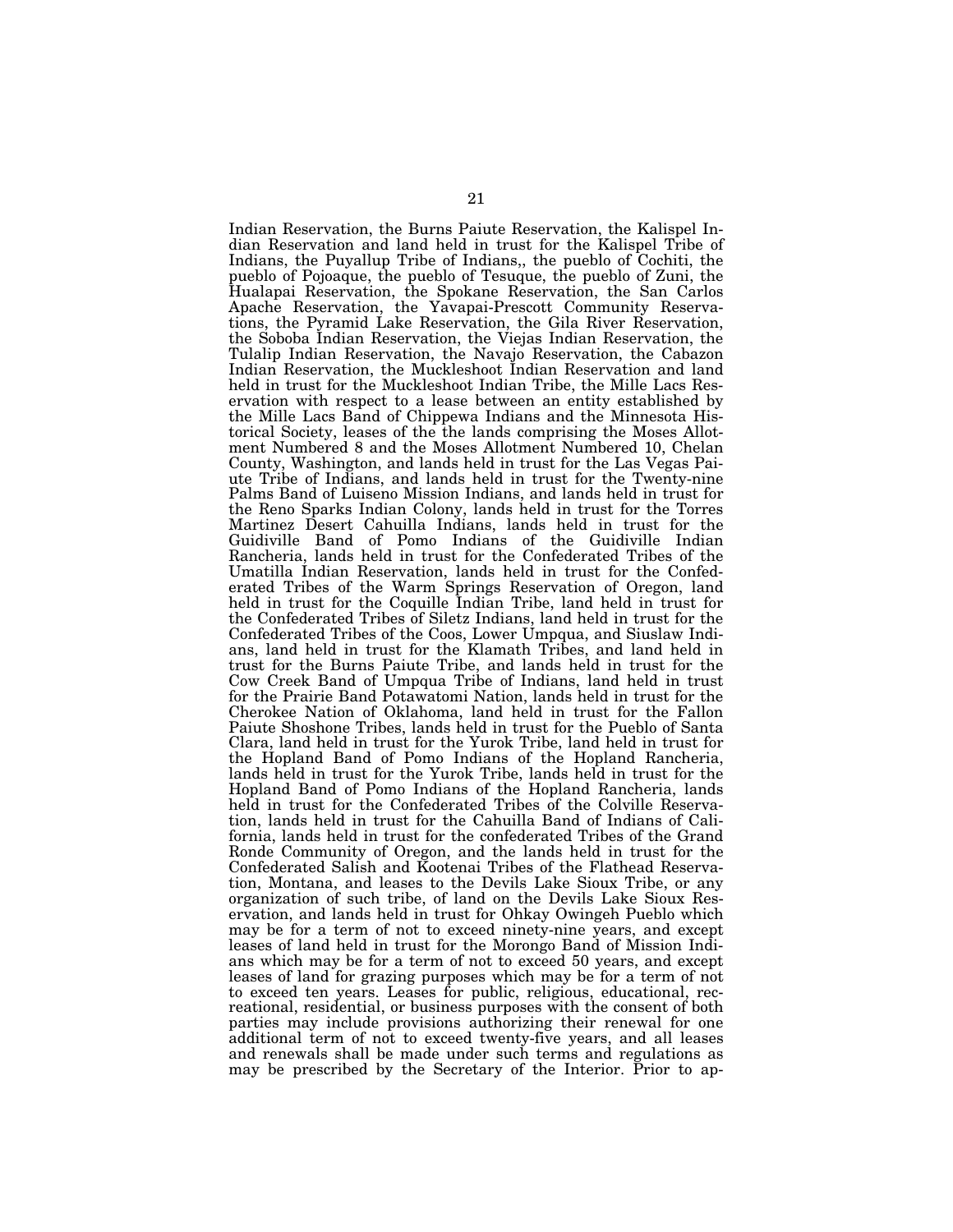Indian Reservation, the Burns Paiute Reservation, the Kalispel Indian Reservation and land held in trust for the Kalispel Tribe of Indians, the Puyallup Tribe of Indians,, the pueblo of Cochiti, the pueblo of Pojoaque, the pueblo of Tesuque, the pueblo of Zuni, the Hualapai Reservation, the Spokane Reservation, the San Carlos Apache Reservation, the Yavapai-Prescott Community Reservations, the Pyramid Lake Reservation, the Gila River Reservation, the Soboba Indian Reservation, the Viejas Indian Reservation, the Tulalip Indian Reservation, the Navajo Reservation, the Cabazon Indian Reservation, the Muckleshoot Indian Reservation and land held in trust for the Muckleshoot Indian Tribe, the Mille Lacs Reservation with respect to a lease between an entity established by the Mille Lacs Band of Chippewa Indians and the Minnesota Historical Society, leases of the the lands comprising the Moses Allotment Numbered 8 and the Moses Allotment Numbered 10, Chelan County, Washington, and lands held in trust for the Las Vegas Paiute Tribe of Indians, and lands held in trust for the Twenty-nine Palms Band of Luiseno Mission Indians, and lands held in trust for the Reno Sparks Indian Colony, lands held in trust for the Torres Martinez Desert Cahuilla Indians, lands held in trust for the Guidiville Band of Pomo Indians of the Guidiville Indian Rancheria, lands held in trust for the Confederated Tribes of the Umatilla Indian Reservation, lands held in trust for the Confederated Tribes of the Warm Springs Reservation of Oregon, land held in trust for the Coquille Indian Tribe, land held in trust for the Confederated Tribes of Siletz Indians, land held in trust for the Confederated Tribes of the Coos, Lower Umpqua, and Siuslaw Indians, land held in trust for the Klamath Tribes, and land held in trust for the Burns Paiute Tribe, and lands held in trust for the Cow Creek Band of Umpqua Tribe of Indians, land held in trust for the Prairie Band Potawatomi Nation, lands held in trust for the Cherokee Nation of Oklahoma, land held in trust for the Fallon Paiute Shoshone Tribes, lands held in trust for the Pueblo of Santa Clara, land held in trust for the Yurok Tribe, land held in trust for the Hopland Band of Pomo Indians of the Hopland Rancheria, lands held in trust for the Yurok Tribe, lands held in trust for the Hopland Band of Pomo Indians of the Hopland Rancheria, lands held in trust for the Confederated Tribes of the Colville Reservation, lands held in trust for the Cahuilla Band of Indians of California, lands held in trust for the confederated Tribes of the Grand Ronde Community of Oregon, and the lands held in trust for the Confederated Salish and Kootenai Tribes of the Flathead Reservation, Montana, and leases to the Devils Lake Sioux Tribe, or any organization of such tribe, of land on the Devils Lake Sioux Reservation, and lands held in trust for Ohkay Owingeh Pueblo which may be for a term of not to exceed ninety-nine years, and except leases of land held in trust for the Morongo Band of Mission Indians which may be for a term of not to exceed 50 years, and except leases of land for grazing purposes which may be for a term of not to exceed ten years. Leases for public, religious, educational, recreational, residential, or business purposes with the consent of both parties may include provisions authorizing their renewal for one additional term of not to exceed twenty-five years, and all leases and renewals shall be made under such terms and regulations as may be prescribed by the Secretary of the Interior. Prior to ap-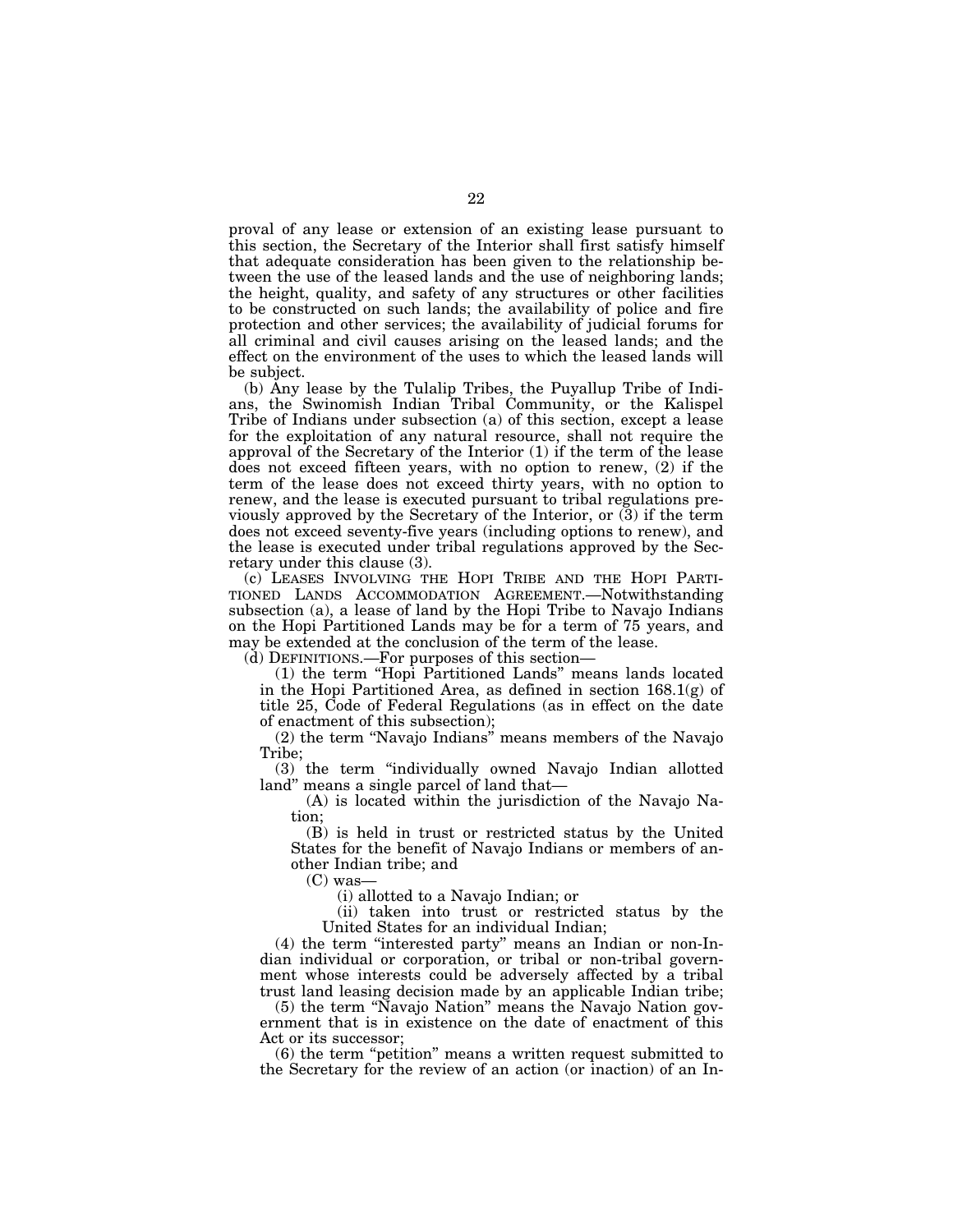proval of any lease or extension of an existing lease pursuant to this section, the Secretary of the Interior shall first satisfy himself that adequate consideration has been given to the relationship between the use of the leased lands and the use of neighboring lands; the height, quality, and safety of any structures or other facilities to be constructed on such lands; the availability of police and fire protection and other services; the availability of judicial forums for all criminal and civil causes arising on the leased lands; and the effect on the environment of the uses to which the leased lands will be subject.

(b) Any lease by the Tulalip Tribes, the Puyallup Tribe of Indians, the Swinomish Indian Tribal Community, or the Kalispel Tribe of Indians under subsection (a) of this section, except a lease for the exploitation of any natural resource, shall not require the approval of the Secretary of the Interior (1) if the term of the lease does not exceed fifteen years, with no option to renew, (2) if the term of the lease does not exceed thirty years, with no option to renew, and the lease is executed pursuant to tribal regulations previously approved by the Secretary of the Interior, or (3) if the term does not exceed seventy-five years (including options to renew), and the lease is executed under tribal regulations approved by the Secretary under this clause (3).

(c) LEASES INVOLVING THE HOPI TRIBE AND THE HOPI PARTITIONED LANDS ACCOMMODATION AGREEMENT.—Notwithstanding subsection (a), a lease of land by the Hopi Tribe to Navajo Indians on the Hopi Partitioned Lands may be for a term of 75 years, and may be extended at the conclusion of the term of the lease.

(d) DEFINITIONS.—For purposes of this section—

(1) the term "Hopi Partitioned Lands" means lands located in the Hopi Partitioned Area, as defined in section 168.1(g) of title 25, Code of Federal Regulations (as in effect on the date of enactment of this subsection);

(2) the term "Navajo Indians" means members of the Navajo Tribe;

(3) the term "individually owned Navajo Indian allotted land" means a single parcel of land that—

(A) is located within the jurisdiction of the Navajo Nation;

(B) is held in trust or restricted status by the United States for the benefit of Navajo Indians or members of another Indian tribe; and

(C) was—

(i) allotted to a Navajo Indian; or

(ii) taken into trust or restricted status by the United States for an individual Indian;

(4) the term "interested party" means an Indian or non-Indian individual or corporation, or tribal or non-tribal government whose interests could be adversely affected by a tribal trust land leasing decision made by an applicable Indian tribe;

(5) the term "Navajo Nation" means the Navajo Nation government that is in existence on the date of enactment of this Act or its successor;

(6) the term "petition" means a written request submitted to the Secretary for the review of an action (or inaction) of an In-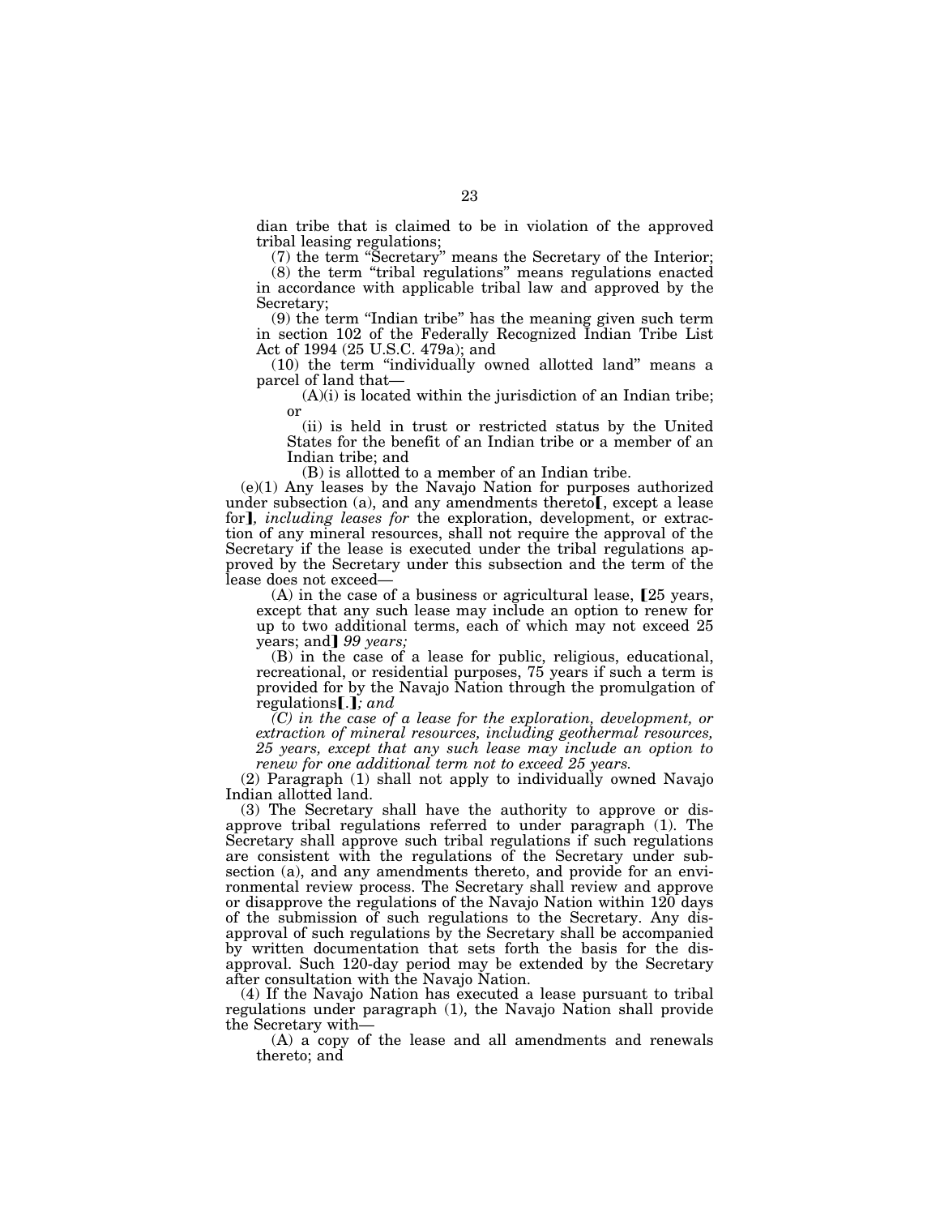dian tribe that is claimed to be in violation of the approved tribal leasing regulations;

(7) the term "Secretary" means the Secretary of the Interior;

(8) the term "tribal regulations" means regulations enacted in accordance with applicable tribal law and approved by the Secretary;

(9) the term "Indian tribe" has the meaning given such term in section 102 of the Federally Recognized Indian Tribe List Act of 1994 (25 U.S.C. 479a); and

(10) the term "individually owned allotted land" means a parcel of land that—

(A)(i) is located within the jurisdiction of an Indian tribe; or

(ii) is held in trust or restricted status by the United States for the benefit of an Indian tribe or a member of an Indian tribe; and

(B) is allotted to a member of an Indian tribe.

(e)(1) Any leases by the Navajo Nation for purposes authorized under subsection (a), and any amendments thereto【, except a lease for】*, including leases for* the exploration, development, or extraction of any mineral resources, shall not require the approval of the Secretary if the lease is executed under the tribal regulations approved by the Secretary under this subsection and the term of the lease does not exceed—

(A) in the case of a business or agricultural lease, 【25 years, except that any such lease may include an option to renew for up to two additional terms, each of which may not exceed 25 years; and】 *99 years;*

(B) in the case of a lease for public, religious, educational, recreational, or residential purposes, 75 years if such a term is provided for by the Navajo Nation through the promulgation of regulations【.】*; and*

*(C) in the case of a lease for the exploration, development, or extraction of mineral resources, including geothermal resources, 25 years, except that any such lease may include an option to renew for one additional term not to exceed 25 years.*

(2) Paragraph (1) shall not apply to individually owned Navajo Indian allotted land.

(3) The Secretary shall have the authority to approve or disapprove tribal regulations referred to under paragraph (1). The Secretary shall approve such tribal regulations if such regulations are consistent with the regulations of the Secretary under subsection (a), and any amendments thereto, and provide for an environmental review process. The Secretary shall review and approve or disapprove the regulations of the Navajo Nation within 120 days of the submission of such regulations to the Secretary. Any disapproval of such regulations by the Secretary shall be accompanied by written documentation that sets forth the basis for the disapproval. Such 120-day period may be extended by the Secretary after consultation with the Navajo Nation.

(4) If the Navajo Nation has executed a lease pursuant to tribal regulations under paragraph (1), the Navajo Nation shall provide the Secretary with—

(A) a copy of the lease and all amendments and renewals thereto; and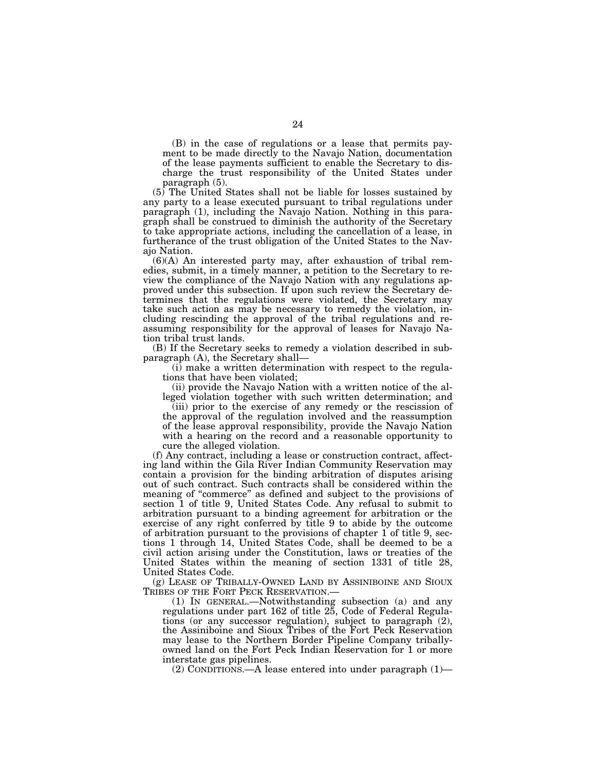(B) in the case of regulations or a lease that permits payment to be made directly to the Navajo Nation, documentation of the lease payments sufficient to enable the Secretary to discharge the trust responsibility of the United States under paragraph (5).

(5) The United States shall not be liable for losses sustained by any party to a lease executed pursuant to tribal regulations under paragraph (1), including the Navajo Nation. Nothing in this paragraph shall be construed to diminish the authority of the Secretary to take appropriate actions, including the cancellation of a lease, in furtherance of the trust obligation of the United States to the Navajo Nation.

(6)(A) An interested party may, after exhaustion of tribal remedies, submit, in a timely manner, a petition to the Secretary to review the compliance of the Navajo Nation with any regulations approved under this subsection. If upon such review the Secretary determines that the regulations were violated, the Secretary may take such action as may be necessary to remedy the violation, including rescinding the approval of the tribal regulations and reassuming responsibility for the approval of leases for Navajo Nation tribal trust lands.

(B) If the Secretary seeks to remedy a violation described in subparagraph (A), the Secretary shall—

(i) make a written determination with respect to the regulations that have been violated;

(ii) provide the Navajo Nation with a written notice of the alleged violation together with such written determination; and

(iii) prior to the exercise of any remedy or the rescission of the approval of the regulation involved and the reassumption of the lease approval responsibility, provide the Navajo Nation with a hearing on the record and a reasonable opportunity to cure the alleged violation.

(f) Any contract, including a lease or construction contract, affecting land within the Gila River Indian Community Reservation may contain a provision for the binding arbitration of disputes arising out of such contract. Such contracts shall be considered within the meaning of "commerce" as defined and subject to the provisions of section 1 of title 9, United States Code. Any refusal to submit to arbitration pursuant to a binding agreement for arbitration or the exercise of any right conferred by title 9 to abide by the outcome of arbitration pursuant to the provisions of chapter 1 of title 9, sections 1 through 14, United States Code, shall be deemed to be a civil action arising under the Constitution, laws or treaties of the United States within the meaning of section 1331 of title 28, United States Code.

(g) LEASE OF TRIBALLY-OWNED LAND BY ASSINIBOINE AND SIOUX TRIBES OF THE FORT PECK RESERVATION.—

(1) IN GENERAL.—Notwithstanding subsection (a) and any regulations under part 162 of title 25, Code of Federal Regulations (or any successor regulation), subject to paragraph (2), the Assiniboine and Sioux Tribes of the Fort Peck Reservation may lease to the Northern Border Pipeline Company tribally-owned land on the Fort Peck Indian Reservation for 1 or more interstate gas pipelines.

(2) CONDITIONS.—A lease entered into under paragraph (1)—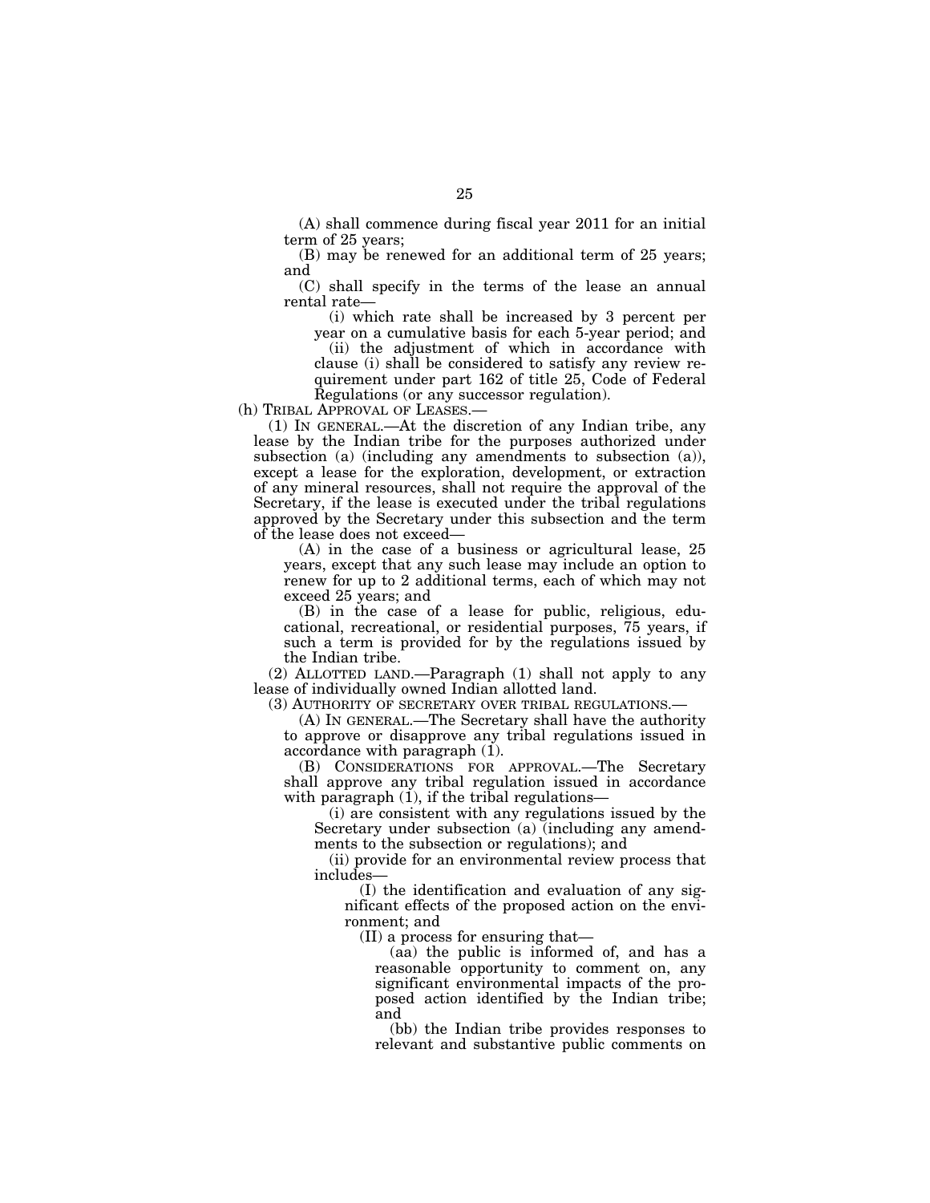(A) shall commence during fiscal year 2011 for an initial term of 25 years;

(B) may be renewed for an additional term of 25 years; and

(C) shall specify in the terms of the lease an annual rental rate—

(i) which rate shall be increased by 3 percent per year on a cumulative basis for each 5-year period; and

(ii) the adjustment of which in accordance with clause (i) shall be considered to satisfy any review requirement under part 162 of title 25, Code of Federal Regulations (or any successor regulation).

(h) TRIBAL APPROVAL OF LEASES.—

(1) IN GENERAL.—At the discretion of any Indian tribe, any lease by the Indian tribe for the purposes authorized under subsection (a) (including any amendments to subsection (a)), except a lease for the exploration, development, or extraction of any mineral resources, shall not require the approval of the Secretary, if the lease is executed under the tribal regulations approved by the Secretary under this subsection and the term of the lease does not exceed—

(A) in the case of a business or agricultural lease, 25 years, except that any such lease may include an option to renew for up to 2 additional terms, each of which may not exceed 25 years; and

(B) in the case of a lease for public, religious, educational, recreational, or residential purposes, 75 years, if such a term is provided for by the regulations issued by the Indian tribe.

(2) ALLOTTED LAND.—Paragraph (1) shall not apply to any lease of individually owned Indian allotted land.

(3) AUTHORITY OF SECRETARY OVER TRIBAL REGULATIONS.—

(A) IN GENERAL.—The Secretary shall have the authority to approve or disapprove any tribal regulations issued in accordance with paragraph (1).

(B) CONSIDERATIONS FOR APPROVAL.—The Secretary shall approve any tribal regulation issued in accordance with paragraph (1), if the tribal regulations—

(i) are consistent with any regulations issued by the Secretary under subsection (a) (including any amendments to the subsection or regulations); and

(ii) provide for an environmental review process that includes—

(I) the identification and evaluation of any significant effects of the proposed action on the environment; and

(II) a process for ensuring that—

(aa) the public is informed of, and has a reasonable opportunity to comment on, any significant environmental impacts of the proposed action identified by the Indian tribe; and

(bb) the Indian tribe provides responses to relevant and substantive public comments on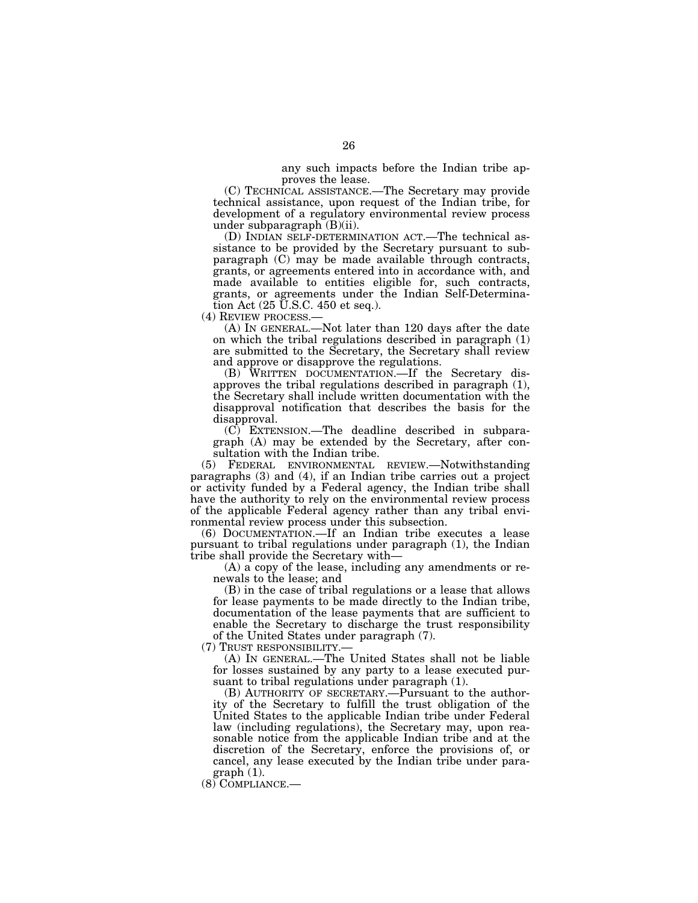any such impacts before the Indian tribe approves the lease.

(C) TECHNICAL ASSISTANCE.—The Secretary may provide technical assistance, upon request of the Indian tribe, for development of a regulatory environmental review process under subparagraph (B)(ii).

(D) INDIAN SELF-DETERMINATION ACT.—The technical assistance to be provided by the Secretary pursuant to subparagraph (C) may be made available through contracts, grants, or agreements entered into in accordance with, and made available to entities eligible for, such contracts, grants, or agreements under the Indian Self-Determination Act (25 U.S.C. 450 et seq.).

(4) REVIEW PROCESS.—

(A) IN GENERAL.—Not later than 120 days after the date on which the tribal regulations described in paragraph (1) are submitted to the Secretary, the Secretary shall review and approve or disapprove the regulations.

(B) WRITTEN DOCUMENTATION.—If the Secretary disapproves the tribal regulations described in paragraph (1), the Secretary shall include written documentation with the disapproval notification that describes the basis for the disapproval.

(C) EXTENSION.—The deadline described in subparagraph (A) may be extended by the Secretary, after consultation with the Indian tribe.

(5) FEDERAL ENVIRONMENTAL REVIEW.—Notwithstanding paragraphs (3) and (4), if an Indian tribe carries out a project or activity funded by a Federal agency, the Indian tribe shall have the authority to rely on the environmental review process of the applicable Federal agency rather than any tribal environmental review process under this subsection.

(6) DOCUMENTATION.—If an Indian tribe executes a lease pursuant to tribal regulations under paragraph (1), the Indian tribe shall provide the Secretary with—

(A) a copy of the lease, including any amendments or renewals to the lease; and

(B) in the case of tribal regulations or a lease that allows for lease payments to be made directly to the Indian tribe, documentation of the lease payments that are sufficient to enable the Secretary to discharge the trust responsibility of the United States under paragraph (7).

(7) TRUST RESPONSIBILITY.—

(A) IN GENERAL.—The United States shall not be liable for losses sustained by any party to a lease executed pursuant to tribal regulations under paragraph (1).

(B) AUTHORITY OF SECRETARY.—Pursuant to the authority of the Secretary to fulfill the trust obligation of the United States to the applicable Indian tribe under Federal law (including regulations), the Secretary may, upon reasonable notice from the applicable Indian tribe and at the discretion of the Secretary, enforce the provisions of, or cancel, any lease executed by the Indian tribe under paragraph (1).

(8) COMPLIANCE.—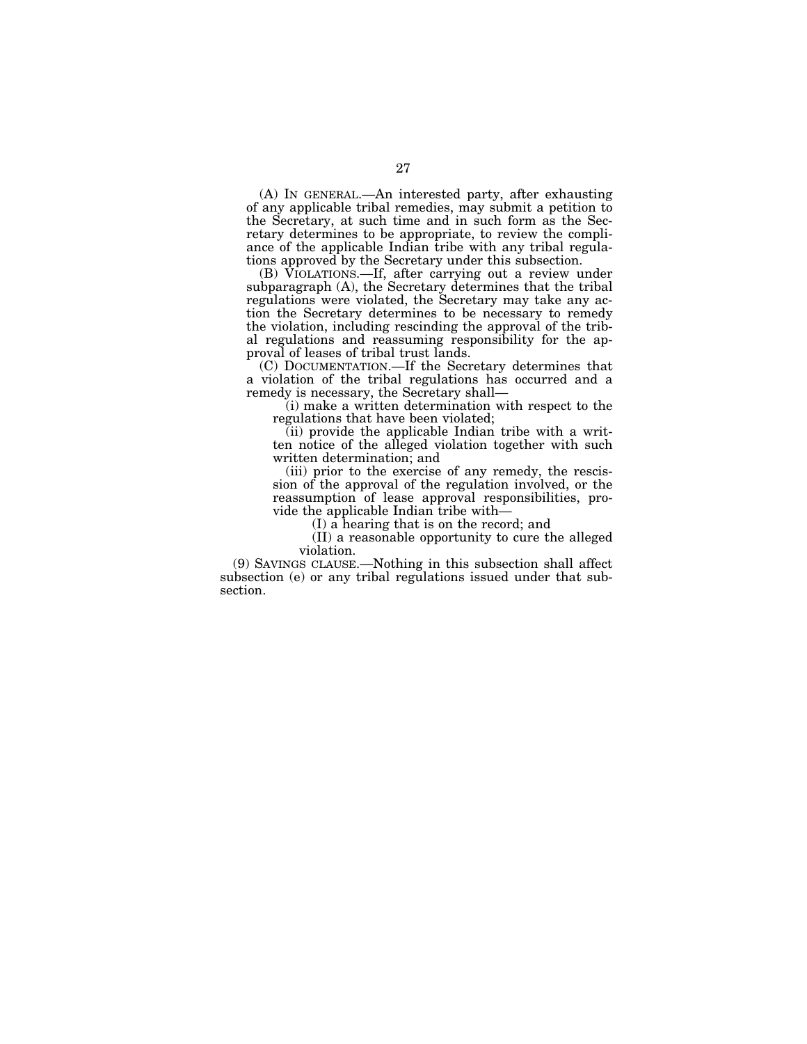(A) IN GENERAL.—An interested party, after exhausting of any applicable tribal remedies, may submit a petition to the Secretary, at such time and in such form as the Secretary determines to be appropriate, to review the compliance of the applicable Indian tribe with any tribal regulations approved by the Secretary under this subsection.

(B) VIOLATIONS.—If, after carrying out a review under subparagraph (A), the Secretary determines that the tribal regulations were violated, the Secretary may take any action the Secretary determines to be necessary to remedy the violation, including rescinding the approval of the tribal regulations and reassuming responsibility for the approval of leases of tribal trust lands.

(C) DOCUMENTATION.—If the Secretary determines that a violation of the tribal regulations has occurred and a remedy is necessary, the Secretary shall—

(i) make a written determination with respect to the regulations that have been violated;

(ii) provide the applicable Indian tribe with a written notice of the alleged violation together with such written determination; and

(iii) prior to the exercise of any remedy, the rescission of the approval of the regulation involved, or the reassumption of lease approval responsibilities, provide the applicable Indian tribe with—

(I) a hearing that is on the record; and

(II) a reasonable opportunity to cure the alleged violation.

(9) SAVINGS CLAUSE.—Nothing in this subsection shall affect subsection (e) or any tribal regulations issued under that subsection.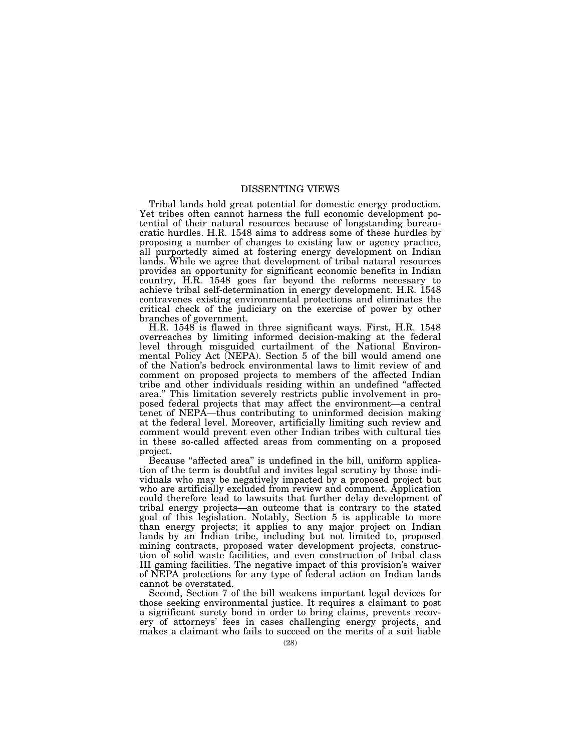## DISSENTING VIEWS

Tribal lands hold great potential for domestic energy production. Yet tribes often cannot harness the full economic development potential of their natural resources because of longstanding bureaucratic hurdles. H.R. 1548 aims to address some of these hurdles by proposing a number of changes to existing law or agency practice, all purportedly aimed at fostering energy development on Indian lands. While we agree that development of tribal natural resources provides an opportunity for significant economic benefits in Indian country, H.R. 1548 goes far beyond the reforms necessary to achieve tribal self-determination in energy development. H.R. 1548 contravenes existing environmental protections and eliminates the critical check of the judiciary on the exercise of power by other branches of government.

H.R. 1548 is flawed in three significant ways. First, H.R. 1548 overreaches by limiting informed decision-making at the federal level through misguided curtailment of the National Environmental Policy Act (NEPA). Section 5 of the bill would amend one of the Nation's bedrock environmental laws to limit review of and comment on proposed projects to members of the affected Indian tribe and other individuals residing within an undefined "affected area." This limitation severely restricts public involvement in proposed federal projects that may affect the environment—a central tenet of NEPA—thus contributing to uninformed decision making at the federal level. Moreover, artificially limiting such review and comment would prevent even other Indian tribes with cultural ties in these so-called affected areas from commenting on a proposed project.

Because "affected area" is undefined in the bill, uniform application of the term is doubtful and invites legal scrutiny by those individuals who may be negatively impacted by a proposed project but who are artificially excluded from review and comment. Application could therefore lead to lawsuits that further delay development of tribal energy projects—an outcome that is contrary to the stated goal of this legislation. Notably, Section 5 is applicable to more than energy projects; it applies to any major project on Indian lands by an Indian tribe, including but not limited to, proposed mining contracts, proposed water development projects, construction of solid waste facilities, and even construction of tribal class III gaming facilities. The negative impact of this provision's waiver of NEPA protections for any type of federal action on Indian lands cannot be overstated.

Second, Section 7 of the bill weakens important legal devices for those seeking environmental justice. It requires a claimant to post a significant surety bond in order to bring claims, prevents recovery of attorneys' fees in cases challenging energy projects, and makes a claimant who fails to succeed on the merits of a suit liable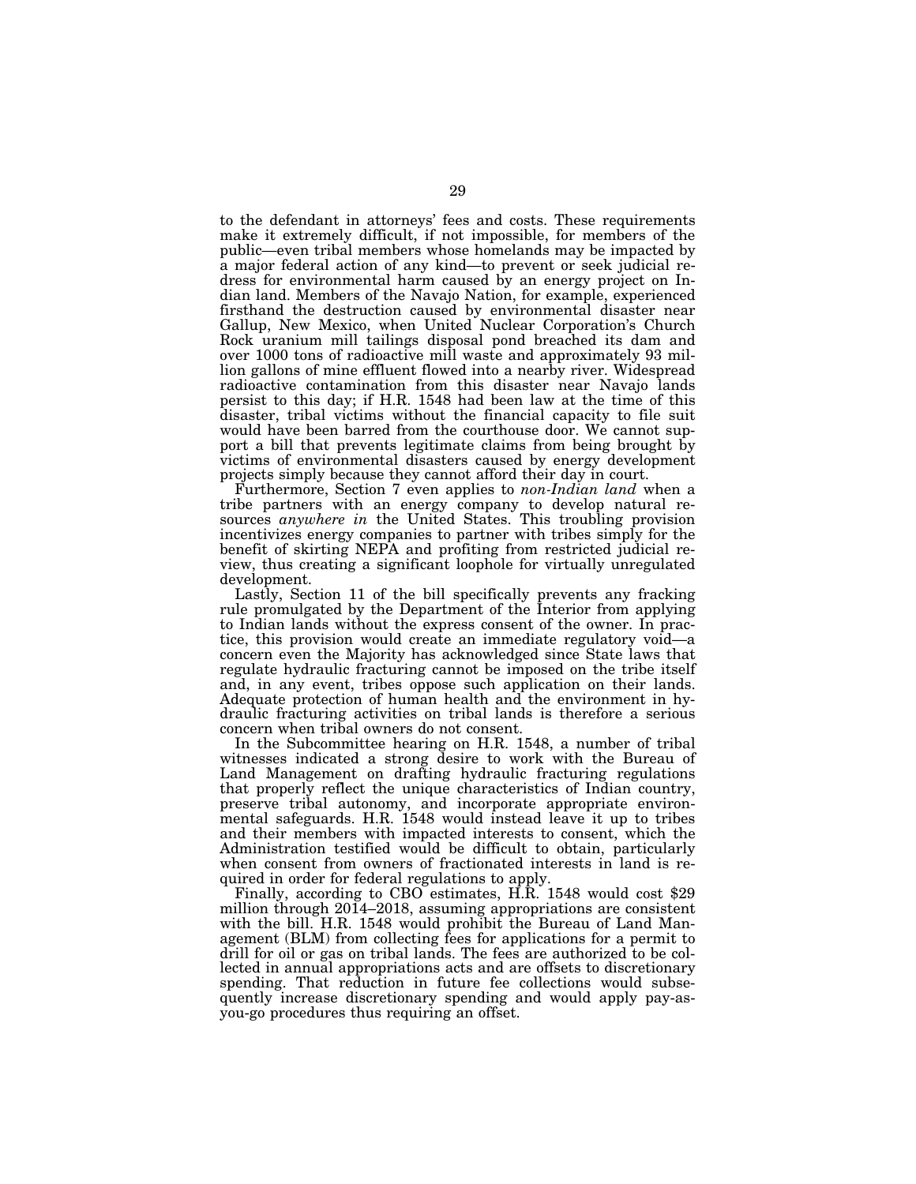to the defendant in attorneys' fees and costs. These requirements make it extremely difficult, if not impossible, for members of the public—even tribal members whose homelands may be impacted by a major federal action of any kind—to prevent or seek judicial redress for environmental harm caused by an energy project on Indian land. Members of the Navajo Nation, for example, experienced firsthand the destruction caused by environmental disaster near Gallup, New Mexico, when United Nuclear Corporation's Church Rock uranium mill tailings disposal pond breached its dam and over 1000 tons of radioactive mill waste and approximately 93 million gallons of mine effluent flowed into a nearby river. Widespread radioactive contamination from this disaster near Navajo lands persist to this day; if H.R. 1548 had been law at the time of this disaster, tribal victims without the financial capacity to file suit would have been barred from the courthouse door. We cannot support a bill that prevents legitimate claims from being brought by victims of environmental disasters caused by energy development projects simply because they cannot afford their day in court.

Furthermore, Section 7 even applies to *non-Indian land* when a tribe partners with an energy company to develop natural resources *anywhere in* the United States. This troubling provision incentivizes energy companies to partner with tribes simply for the benefit of skirting NEPA and profiting from restricted judicial review, thus creating a significant loophole for virtually unregulated development.

Lastly, Section 11 of the bill specifically prevents any fracking rule promulgated by the Department of the Interior from applying to Indian lands without the express consent of the owner. In practice, this provision would create an immediate regulatory void—a concern even the Majority has acknowledged since State laws that regulate hydraulic fracturing cannot be imposed on the tribe itself and, in any event, tribes oppose such application on their lands. Adequate protection of human health and the environment in hydraulic fracturing activities on tribal lands is therefore a serious concern when tribal owners do not consent.

In the Subcommittee hearing on H.R. 1548, a number of tribal witnesses indicated a strong desire to work with the Bureau of Land Management on drafting hydraulic fracturing regulations that properly reflect the unique characteristics of Indian country, preserve tribal autonomy, and incorporate appropriate environmental safeguards. H.R. 1548 would instead leave it up to tribes and their members with impacted interests to consent, which the Administration testified would be difficult to obtain, particularly when consent from owners of fractionated interests in land is required in order for federal regulations to apply.

Finally, according to CBO estimates, H.R. 1548 would cost $29 million through 2014–2018, assuming appropriations are consistent with the bill. H.R. 1548 would prohibit the Bureau of Land Management (BLM) from collecting fees for applications for a permit to drill for oil or gas on tribal lands. The fees are authorized to be collected in annual appropriations acts and are offsets to discretionary spending. That reduction in future fee collections would subsequently increase discretionary spending and would apply pay-as-you-go procedures thus requiring an offset.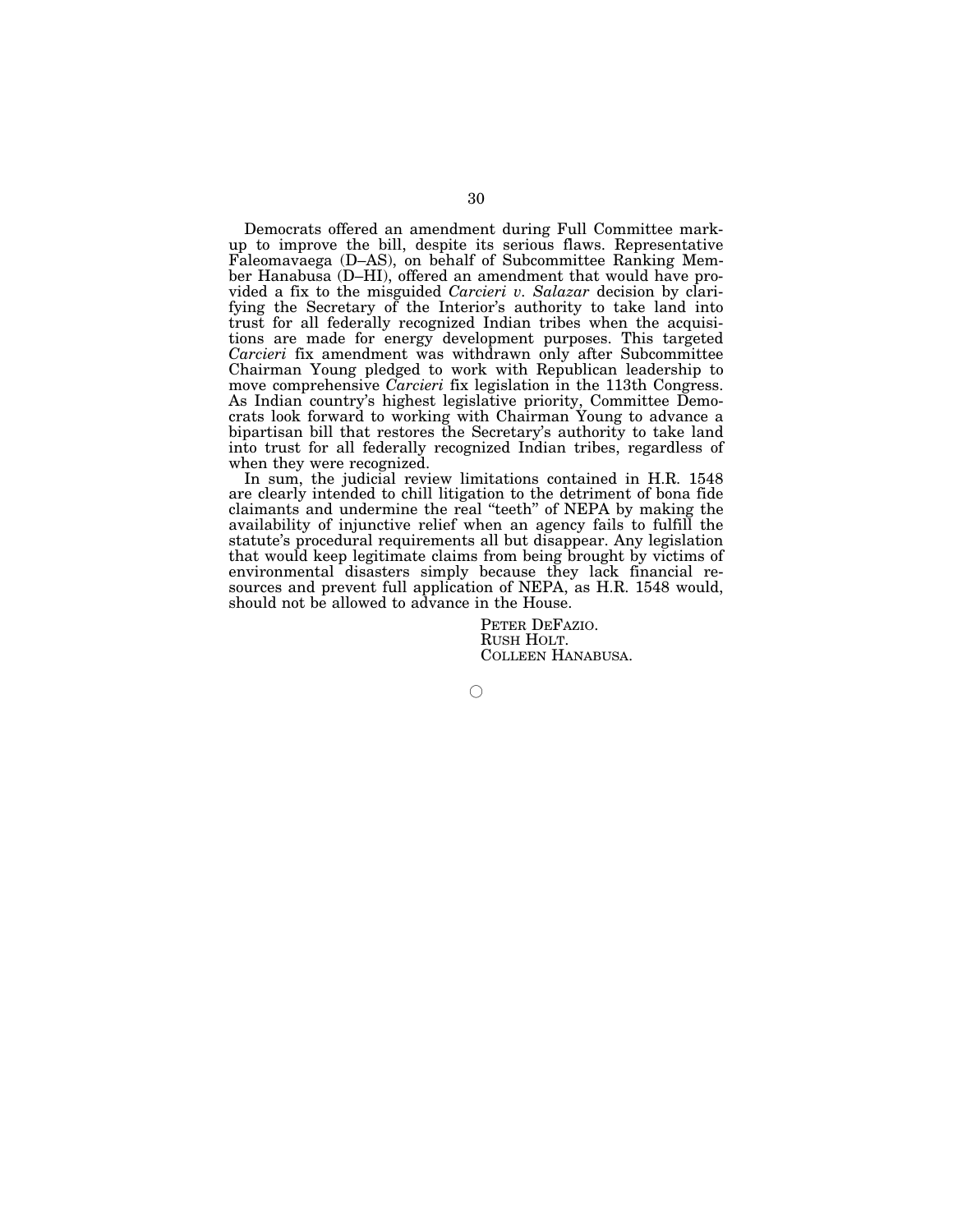Democrats offered an amendment during Full Committee markup to improve the bill, despite its serious flaws. Representative Faleomavaega (D–AS), on behalf of Subcommittee Ranking Member Hanabusa (D–HI), offered an amendment that would have provided a fix to the misguided *Carcieri v. Salazar* decision by clarifying the Secretary of the Interior's authority to take land into trust for all federally recognized Indian tribes when the acquisitions are made for energy development purposes. This targeted *Carcieri* fix amendment was withdrawn only after Subcommittee Chairman Young pledged to work with Republican leadership to move comprehensive *Carcieri* fix legislation in the 113th Congress. As Indian country's highest legislative priority, Committee Democrats look forward to working with Chairman Young to advance a bipartisan bill that restores the Secretary's authority to take land into trust for all federally recognized Indian tribes, regardless of when they were recognized.

In sum, the judicial review limitations contained in H.R. 1548 are clearly intended to chill litigation to the detriment of bona fide claimants and undermine the real "teeth" of NEPA by making the availability of injunctive relief when an agency fails to fulfill the statute's procedural requirements all but disappear. Any legislation that would keep legitimate claims from being brought by victims of environmental disasters simply because they lack financial resources and prevent full application of NEPA, as H.R. 1548 would, should not be allowed to advance in the House.

PETER DEFAZIO.
RUSH HOLT.
COLLEEN HANABUSA.